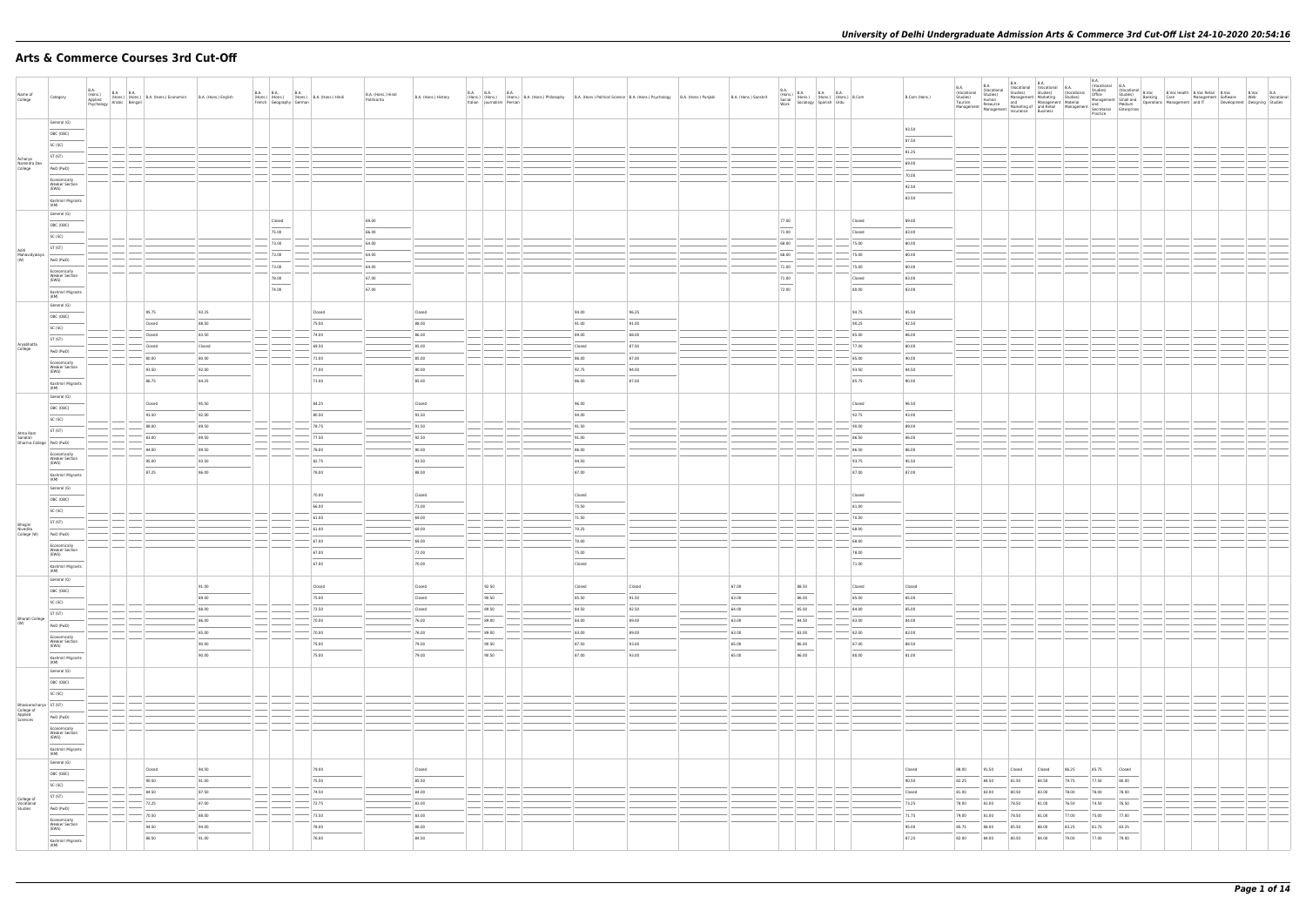# Arts & Commerce Courses 3rd Cut-Off

| Name of College | Category | B.A. (Hons.) Applied Psychology | B.A. (Hons.) Arabic | B.A. (Hons.) Bengali | B.A. (Hons.) Economics | B.A. (Hons.) English | B.A. (Hons.) French | B.A. (Hons.) Geography | B.A. (Hons.) German | B.A. (Hons.) Hindi | B.A. (Hons.) Hindi Patrikarita | B.A. (Hons.) History | B.A. (Hons.) Italian | B.A. (Hons.) Journalism | B.A. (Hons.) Persian | B.A. (Hons.) Philosophy | B.A. (Hons.) Political Science | B.A. (Hons.) Psychology | B.A. (Hons.) Punjabi | B.A. (Hons.) Sanskrit | B.A. (Hons.) Social Work | B.A. (Hons.) Sociology | B.A. (Hons.) Spanish | B.A. (Hons.) Urdu | B.Com | B.Com (Hons.) | B.A. (Vocational Studies) Tourism Management | B.A. (Vocational Studies) Human Resource Management | B.A. (Vocational Studies) Management and Marketing of Insurance | B.A. (Vocational Studies) Marketing Management and Retail Business | B.A. (Vocational Studies) Material Management | B.A. (Vocational Studies) Office Management and Secretarial Practice | B.A. (Vocational Studies) Small and Medium Enterprises | B.Voc Banking Operations | B.Voc Health Care Management | B.Voc Retail Management and IT | B.Voc Software Development | B.Voc Web Designing | B.A Vocational Studies |
|---|---|---|---|---|---|---|---|---|---|---|---|---|---|---|---|---|---|---|---|---|---|---|---|---|---|---|---|---|---|---|---|---|---|---|---|---|---|---|---|
| Acharya Narendra Dev College | General (G) | | | | | | | | | | | | | | | | | | | | | | | | | 93.50 | | | | | | | | | | | | | |
| | OBC (OBC) | | | | | | | | | | | | | | | | | | | | | | | | | 87.50 | | | | | | | | | | | | | |
| | SC (SC) | | | | | | | | | | | | | | | | | | | | | | | | | 81.25 | | | | | | | | | | | | | |
| | ST (ST) | | | | | | | | | | | | | | | | | | | | | | | | | 69.00 | | | | | | | | | | | | | |
| | PwD (PwD) | | | | | | | | | | | | | | | | | | | | | | | | | 70.00 | | | | | | | | | | | | | |
| | Economically Weaker Section (EWS) | | | | | | | | | | | | | | | | | | | | | | | | | 92.50 | | | | | | | | | | | | | |
| | Kashmiri Migrants (KM) | | | | | | | | | | | | | | | | | | | | | | | | | 83.50 | | | | | | | | | | | | | |
| Aditi Mahavidyalaya (W) | General (G) | | | | | | | Closed | | | 69.00 | | | | | | | | | | 77.00 | | | | Closed | 89.00 | | | | | | | | | | | | | |
| | OBC (OBC) | | | | | | | 75.00 | | | 66.00 | | | | | | | | | | 71.00 | | | | Closed | 83.00 | | | | | | | | | | | | | |
| | SC (SC) | | | | | | | 73.00 | | | 64.00 | | | | | | | | | | 68.00 | | | | 75.00 | 80.00 | | | | | | | | | | | | | |
| | ST (ST) | | | | | | | 73.00 | | | 64.00 | | | | | | | | | | 68.00 | | | | 75.00 | 80.00 | | | | | | | | | | | | | |
| | PwD (PwD) | | | | | | | 73.00 | | | 64.00 | | | | | | | | | | 71.00 | | | | 75.00 | 80.00 | | | | | | | | | | | | | |
| | Economically Weaker Section (EWS) | | | | | | | 78.00 | | | 67.00 | | | | | | | | | | 71.00 | | | | Closed | 83.00 | | | | | | | | | | | | | |
| | Kashmiri Migrants (KM) | | | | | | | 74.00 | | | 67.00 | | | | | | | | | | 72.00 | | | | 80.00 | 83.00 | | | | | | | | | | | | | |
| Aryabhatta College | General (G) | | | | 95.75 | 93.25 | | | | Closed | | Closed | | | | | 94.00 | 96.25 | | | | | | | 94.75 | 95.50 | | | | | | | | | | | | | |
| | OBC (OBC) | | | | Closed | 88.50 | | | | 75.00 | | 88.00 | | | | | 91.00 | 91.00 | | | | | | | 90.25 | 92.50 | | | | | | | | | | | | | |
| | SC (SC) | | | | Closed | 83.50 | | | | 74.00 | | 86.00 | | | | | 89.00 | 88.00 | | | | | | | 85.00 | 86.00 | | | | | | | | | | | | | |
| | ST (ST) | | | | Closed | Closed | | | | 69.50 | | 85.00 | | | | | Closed | 87.50 | | | | | | | 77.00 | 80.00 | | | | | | | | | | | | | |
| | PwD (PwD) | | | | 80.00 | 80.00 | | | | 71.00 | | 85.00 | | | | | 86.00 | 87.00 | | | | | | | 85.00 | 90.00 | | | | | | | | | | | | | |
| | Economically Weaker Section (EWS) | | | | 93.50 | 92.00 | | | | 77.00 | | 90.00 | | | | | 92.75 | 94.00 | | | | | | | 93.50 | 94.50 | | | | | | | | | | | | | |
| | Kashmiri Migrants (KM) | | | | 86.75 | 84.25 | | | | 71.00 | | 85.00 | | | | | 86.00 | 87.00 | | | | | | | 85.75 | 90.00 | | | | | | | | | | | | | |
| Atma Ram Sanatan Dharma College | General (G) | | | | Closed | 95.50 | | | | 84.25 | | Closed | | | | | 96.00 | | | | | | | | Closed | 96.50 | | | | | | | | | | | | | |
| | OBC (OBC) | | | | 93.50 | 92.00 | | | | 80.50 | | 93.50 | | | | | 94.00 | | | | | | | | 92.75 | 93.00 | | | | | | | | | | | | | |
| | SC (SC) | | | | 88.00 | 89.50 | | | | 78.75 | | 91.50 | | | | | 91.50 | | | | | | | | 90.00 | 89.00 | | | | | | | | | | | | | |
| | ST (ST) | | | | 83.00 | 89.50 | | | | 77.50 | | 92.50 | | | | | 91.00 | | | | | | | | 86.50 | 86.00 | | | | | | | | | | | | | |
| | PwD (PwD) | | | | 84.00 | 89.50 | | | | 78.00 | | 90.00 | | | | | 86.00 | | | | | | | | 86.50 | 86.00 | | | | | | | | | | | | | |
| | Economically Weaker Section (EWS) | | | | 95.00 | 93.50 | | | | 82.75 | | 93.50 | | | | | 94.50 | | | | | | | | 93.75 | 95.50 | | | | | | | | | | | | | |
| | Kashmiri Migrants (KM) | | | | 87.25 | 86.00 | | | | 78.00 | | 88.00 | | | | | 87.00 | | | | | | | | 87.00 | 87.00 | | | | | | | | | | | | | |
| Bhagini Nivedita College (W) | General (G) | | | | | | | | | 70.00 | | Closed | | | | | Closed | | | | | | | | Closed | | | | | | | | | | | | | | |
| | OBC (OBC) | | | | | | | | | 66.00 | | 73.00 | | | | | 75.50 | | | | | | | | 83.00 | | | | | | | | | | | | | | |
| | SC (SC) | | | | | | | | | 61.00 | | 69.00 | | | | | 71.50 | | | | | | | | 78.00 | | | | | | | | | | | | | | |
| | ST (ST) | | | | | | | | | 61.00 | | 69.00 | | | | | 70.25 | | | | | | | | 68.00 | | | | | | | | | | | | | | |
| | PwD (PwD) | | | | | | | | | 67.00 | | 69.00 | | | | | 70.00 | | | | | | | | 68.00 | | | | | | | | | | | | | | |
| | Economically Weaker Section (EWS) | | | | | | | | | 67.00 | | 72.00 | | | | | 75.00 | | | | | | | | 78.00 | | | | | | | | | | | | | | |
| | Kashmiri Migrants (KM) | | | | | | | | | 67.00 | | 70.00 | | | | | Closed | | | | | | | | 71.00 | | | | | | | | | | | | | | |
| Bharati College (W) | General (G) | | | | | 91.00 | | | | Closed | | Closed | | 92.50 | | | Closed | Closed | | 67.00 | | 88.50 | | | Closed | Closed | | | | | | | | | | | | | |
| | OBC (OBC) | | | | | 89.00 | | | | 75.00 | | Closed | | 90.50 | | | 85.50 | 91.50 | | 63.00 | | 86.00 | | | 85.00 | 85.00 | | | | | | | | | | | | | |
| | SC (SC) | | | | | 88.00 | | | | 72.50 | | Closed | | 89.50 | | | 84.50 | 92.50 | | 64.00 | | 85.00 | | | 84.00 | 85.00 | | | | | | | | | | | | | |
| | ST (ST) | | | | | 86.00 | | | | 70.00 | | 76.00 | | 89.00 | | | 84.00 | 89.00 | | 63.00 | | 84.50 | | | 83.00 | 84.00 | | | | | | | | | | | | | |
| | PwD (PwD) | | | | | 85.00 | | | | 70.00 | | 76.00 | | 89.00 | | | 83.00 | 89.00 | | 63.00 | | 83.00 | | | 82.00 | 83.00 | | | | | | | | | | | | | |
| | Economically Weaker Section (EWS) | | | | | 90.00 | | | | 75.00 | | 79.00 | | 90.50 | | | 87.50 | 93.00 | | 65.00 | | 86.00 | | | 87.00 | 88.50 | | | | | | | | | | | | | |
| | Kashmiri Migrants (KM) | | | | | 90.00 | | | | 75.00 | | 79.00 | | 90.50 | | | 87.00 | 93.00 | | 65.00 | | 86.00 | | | 80.00 | 81.00 | | | | | | | | | | | | | |
| Bhaskaracharya College of Applied Sciences | General (G) | | | | | | | | | | | | | | | | | | | | | | | | | | | | | | | | | | | | | | |
| | OBC (OBC) | | | | | | | | | | | | | | | | | | | | | | | | | | | | | | | | | | | | | | |
| | SC (SC) | | | | | | | | | | | | | | | | | | | | | | | | | | | | | | | | | | | | | | |
| | ST (ST) | | | | | | | | | | | | | | | | | | | | | | | | | | | | | | | | | | | | | | |
| | PwD (PwD) | | | | | | | | | | | | | | | | | | | | | | | | | | | | | | | | | | | | | | |
| | Economically Weaker Section (EWS) | | | | | | | | | | | | | | | | | | | | | | | | | | | | | | | | | | | | | | |
| | Kashmiri Migrants (KM) | | | | | | | | | | | | | | | | | | | | | | | | | | | | | | | | | | | | | | |
| College of Vocational Studies | General (G) | | | | Closed | 94.50 | | | | 79.00 | | Closed | | | | | | | | | | | | | | Closed | 88.00 | 91.50 | Closed | Closed | 86.25 | 85.75 | Closed | | | | | | |
| | OBC (OBC) | | | | 90.50 | 91.00 | | | | 75.50 | | 85.50 | | | | | | | | | | | | | | 90.50 | 82.25 | 84.50 | 81.50 | 84.50 | 79.75 | 77.50 | 80.00 | | | | | | |
| | SC (SC) | | | | 84.50 | 87.50 | | | | 74.50 | | 84.00 | | | | | | | | | | | | | | Closed | 81.00 | 82.00 | 80.50 | 83.00 | 78.00 | 78.00 | 78.00 | | | | | | |
| | ST (ST) | | | | 72.25 | 87.00 | | | | 72.75 | | 83.00 | | | | | | | | | | | | | | 73.25 | 78.00 | 81.00 | 78.50 | 81.00 | 76.50 | 74.50 | 76.50 | | | | | | |
| | PwD (PwD) | | | | 70.50 | 88.00 | | | | 72.50 | | 83.00 | | | | | | | | | | | | | | 71.75 | 79.00 | 81.00 | 78.50 | 81.00 | 77.00 | 75.00 | 77.00 | | | | | | |
| | Economically Weaker Section (EWS) | | | | 94.50 | 94.00 | | | | 78.00 | | 88.00 | | | | | | | | | | | | | | 95.00 | 85.75 | 88.00 | 85.50 | 88.00 | 83.25 | 81.75 | 83.25 | | | | | | |
| | Kashmiri Migrants (KM) | | | | 86.50 | 91.00 | | | | 76.00 | | 84.50 | | | | | | | | | | | | | | 87.25 | 82.00 | 84.00 | 80.50 | 84.00 | 79.00 | 77.00 | 79.00 | | | | | | |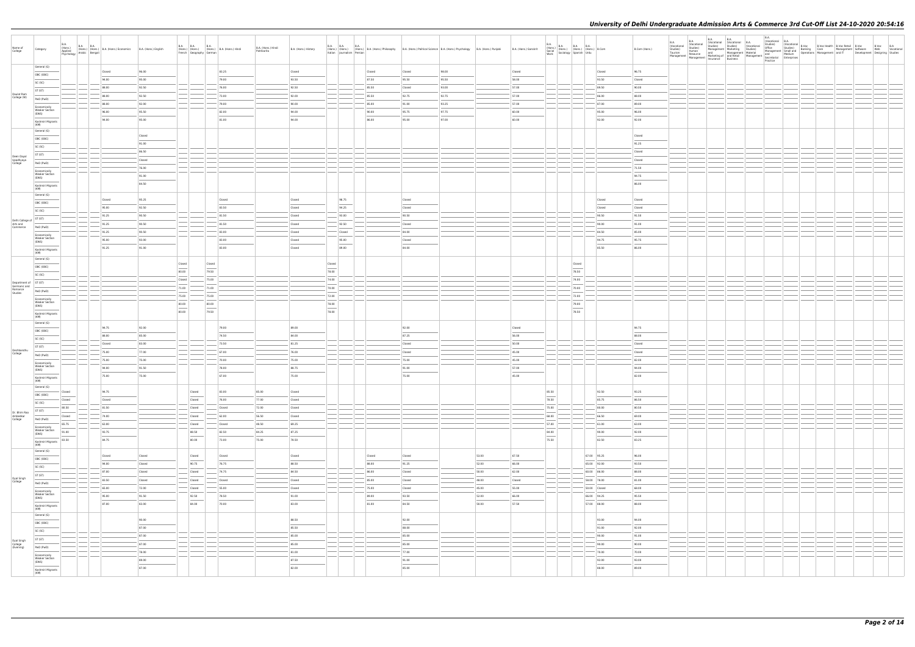| Name of College | Category | B.A. (Hons.) Applied Psychology | B.A. (Hons.) Arabic | B.A. (Hons.) Bengali | B.A. (Hons.) Economics | B.A. (Hons.) English | B.A. (Hons.) French | B.A. (Hons.) Geography | B.A. (Hons.) German | B.A. (Hons.) Hindi | B.A. (Hons.) Hindi Patrikarita | B.A. (Hons.) History | B.A. (Hons.) Italian | B.A. (Hons.) Journalism | B.A. (Hons.) Persian | B.A. (Hons.) Philosophy | B.A. (Hons.) Political Science | B.A. (Hons.) Psychology | B.A. (Hons.) Punjabi | B.A. (Hons.) Sanskrit | B.A. (Hons.) Social Work | B.A. (Hons.) Sociology | B.A. (Hons.) Spanish | B.A. (Hons.) Urdu | B.Com | B.Com (Hons.) | B.A. (Vocational Studies) Tourism Management | B.A. (Vocational Studies) Human Resource Management | B.A. (Vocational Studies) Management and Marketing of Insurance | B.A. (Vocational Studies) Marketing Management and Retail Business | B.A. (Vocational Studies) Material Management | B.A. (Vocational Studies) Office Management and Secretarial Practice | B.A. (Vocational Studies) Small and Medium Enterprises | B.Voc Banking Operations | B.Voc Health Care | B.Voc Retail Management and IT | B.Voc Software Development | B.Voc Web Designing | B.A. Vocational Studies |
|---|---|---|---|---|---|---|---|---|---|---|---|---|---|---|---|---|---|---|---|---|---|---|---|---|---|---|---|---|---|---|---|---|---|---|---|---|---|---|
| Daulat Ram College (W) | General (G) | | | | Closed | 96.00 | | | | 83.25 | | Closed | | | | Closed | Closed | 98.00 | | Closed | | | | | Closed | 96.75 | | | | | | | | | | | | |
| | OBC (OBC) | | | | 94.00 | 95.00 | | | | 79.00 | | 93.50 | | | | 87.50 | 95.50 | 95.50 | | 58.00 | | | | | 93.50 | Closed | | | | | | | | | | | | |
| | SC (SC) | | | | 88.00 | 92.50 | | | | 76.00 | | 92.50 | | | | 85.50 | Closed | 93.00 | | 57.00 | | | | | 89.50 | 90.00 | | | | | | | | | | | | |
| | ST (ST) | | | | 88.00 | 92.50 | | | | 73.00 | | 92.00 | | | | 85.50 | 92.75 | 92.75 | | 57.00 | | | | | 66.00 | 88.00 | | | | | | | | | | | | |
| | PwD (PwD) | | | | 88.00 | 92.00 | | | | 78.00 | | 90.00 | | | | 85.00 | 91.00 | 93.25 | | 57.00 | | | | | 67.00 | 89.00 | | | | | | | | | | | | |
| | Economically Weaker Section (EWS) | | | | 96.00 | 95.50 | | | | 82.00 | | 94.00 | | | | 90.00 | 95.75 | 97.75 | | 60.00 | | | | | 95.00 | 96.00 | | | | | | | | | | | | |
| | Kashmiri Migrants (KM) | | | | 94.00 | 95.00 | | | | 81.00 | | 94.00 | | | | 86.00 | 95.00 | 97.00 | | 60.00 | | | | | 92.00 | 92.00 | | | | | | | | | | | | |
| Deen Dayal Upadhyaya College | General (G) | | | | | Closed | | | | | | | | | | | | | | | | | | | | Closed | | | | | | | | | | | | |
| | OBC (OBC) | | | | | 91.00 | | | | | | | | | | | | | | | | | | | | 91.25 | | | | | | | | | | | | |
| | SC (SC) | | | | | 86.50 | | | | | | | | | | | | | | | | | | | | Closed | | | | | | | | | | | | |
| | ST (ST) | | | | | Closed | | | | | | | | | | | | | | | | | | | | Closed | | | | | | | | | | | | |
| | PwD (PwD) | | | | | 76.00 | | | | | | | | | | | | | | | | | | | | 71.50 | | | | | | | | | | | | |
| | Economically Weaker Section (EWS) | | | | | 91.00 | | | | | | | | | | | | | | | | | | | | 94.75 | | | | | | | | | | | | |
| | Kashmiri Migrants (KM) | | | | | 84.50 | | | | | | | | | | | | | | | | | | | | 86.00 | | | | | | | | | | | | |
| Delhi College of Arts and Commerce | General (G) | | | | Closed | 95.25 | | | | Closed | | Closed | | 96.75 | | | Closed | | | | | | | | Closed | Closed | | | | | | | | | | | | |
| | OBC (OBC) | | | | 95.00 | 92.50 | | | | 83.50 | | Closed | | 94.25 | | | Closed | | | | | | | | Closed | Closed | | | | | | | | | | | | |
| | SC (SC) | | | | 91.25 | 90.50 | | | | 81.50 | | Closed | | 93.00 | | | 90.50 | | | | | | | | 90.50 | 91.50 | | | | | | | | | | | | |
| | ST (ST) | | | | 91.25 | 90.50 | | | | 81.50 | | Closed | | 92.50 | | | Closed | | | | | | | | 90.00 | 91.00 | | | | | | | | | | | | |
| | PwD (PwD) | | | | 91.25 | 90.50 | | | | 81.00 | | Closed | | Closed | | | 84.00 | | | | | | | | 84.50 | 85.00 | | | | | | | | | | | | |
| | Economically Weaker Section (EWS) | | | | 95.00 | 93.00 | | | | 83.00 | | Closed | | 95.00 | | | Closed | | | | | | | | 94.75 | 95.75 | | | | | | | | | | | | |
| | Kashmiri Migrants (KM) | | | | 91.25 | 91.00 | | | | 83.00 | | Closed | | 89.00 | | | 84.00 | | | | | | | | 85.50 | 86.00 | | | | | | | | | | | | |
| Department of Germanic and Romance Studies | General (G) | | | | | | Closed | | Closed | | | | Closed | | | | | | | | | | Closed | | | | | | | | | | | | | | | |
| | OBC (OBC) | | | | | | 80.00 | | 79.50 | | | | 78.00 | | | | | | | | | | 78.50 | | | | | | | | | | | | | | | |
| | SC (SC) | | | | | | Closed | | 75.00 | | | | 74.00 | | | | | | | | | | 74.00 | | | | | | | | | | | | | | | |
| | ST (ST) | | | | | | 71.00 | | 71.00 | | | | 70.00 | | | | | | | | | | 70.00 | | | | | | | | | | | | | | | |
| | PwD (PwD) | | | | | | 75.00 | | 75.00 | | | | 72.00 | | | | | | | | | | 72.00 | | | | | | | | | | | | | | | |
| | Economically Weaker Section (EWS) | | | | | | 80.00 | | 80.00 | | | | 78.00 | | | | | | | | | | 79.00 | | | | | | | | | | | | | | | |
| | Kashmiri Migrants (KM) | | | | | | 80.00 | | 79.50 | | | | 78.00 | | | | | | | | | | 78.50 | | | | | | | | | | | | | | | |
| Deshbandhu College | General (G) | | | | 94.75 | 92.00 | | | | 79.00 | | 89.00 | | | | | 92.00 | | | Closed | | | | | | 94.75 | | | | | | | | | | | | |
| | OBC (OBC) | | | | 88.00 | 85.00 | | | | 74.50 | | 84.00 | | | | | 87.25 | | | 56.00 | | | | | | 89.00 | | | | | | | | | | | | |
| | SC (SC) | | | | Closed | 83.00 | | | | 73.50 | | 81.25 | | | | | Closed | | | 50.00 | | | | | | Closed | | | | | | | | | | | | |
| | ST (ST) | | | | 75.00 | 77.00 | | | | 67.00 | | 76.00 | | | | | Closed | | | 45.00 | | | | | | Closed | | | | | | | | | | | | |
| | PwD (PwD) | | | | 75.00 | 75.00 | | | | 70.00 | | 75.00 | | | | | 75.00 | | | 45.00 | | | | | | 82.00 | | | | | | | | | | | | |
| | Economically Weaker Section (EWS) | | | | 94.00 | 91.50 | | | | 78.00 | | 86.75 | | | | | 91.00 | | | 57.00 | | | | | | 94.00 | | | | | | | | | | | | |
| | Kashmiri Migrants (KM) | | | | 75.00 | 75.00 | | | | 67.00 | | 75.00 | | | | | 75.00 | | | 45.00 | | | | | | 82.00 | | | | | | | | | | | | |
| Dr. Bhim Rao Ambedkar College | General (G) | Closed | | | 94.75 | | | Closed | | 83.00 | 85.00 | Closed | | | | | | | | | 85.50 | | | | 92.50 | 93.25 | | | | | | | | | | | | |
| | OBC (OBC) | Closed | | | Closed | | | Closed | | 76.00 | 77.00 | Closed | | | | | | | | | 78.50 | | | | 85.75 | 86.50 | | | | | | | | | | | | |
| | SC (SC) | 88.50 | | | 83.50 | | | Closed | | Closed | 72.00 | Closed | | | | | | | | | 75.00 | | | | 80.00 | 80.50 | | | | | | | | | | | | |
| | ST (ST) | Closed | | | 74.00 | | | Closed | | 62.00 | 56.50 | Closed | | | | | | | | | 68.00 | | | | 66.50 | 69.00 | | | | | | | | | | | | |
| | PwD (PwD) | 65.75 | | | 63.00 | | | Closed | | Closed | 48.50 | 69.25 | | | | | | | | | 57.00 | | | | 61.00 | 63.00 | | | | | | | | | | | | |
| | Economically Weaker Section (EWS) | 91.00 | | | 93.75 | | | 80.50 | | 82.50 | 84.25 | 87.25 | | | | | | | | | 84.00 | | | | 90.00 | 92.00 | | | | | | | | | | | | |
| | Kashmiri Migrants (KM) | 83.50 | | | 84.75 | | | 80.00 | | 73.00 | 75.00 | 78.50 | | | | | | | | | 75.50 | | | | 82.50 | 83.25 | | | | | | | | | | | | |
| Dyal Singh College | General (G) | | | | Closed | Closed | | Closed | | Closed | | Closed | | | | Closed | Closed | | 53.00 | 67.50 | | | | 67.00 | 95.25 | 96.00 | | | | | | | | | | | | |
| | OBC (OBC) | | | | 94.00 | Closed | | 90.75 | | 76.75 | | 88.50 | | | | 86.00 | 91.25 | | 52.00 | 66.00 | | | | 65.00 | 92.00 | 93.50 | | | | | | | | | | | | |
| | SC (SC) | | | | 87.00 | Closed | | Closed | | 74.75 | | 84.50 | | | | 86.00 | Closed | | 50.00 | 62.00 | | | | 60.00 | 86.00 | 88.00 | | | | | | | | | | | | |
| | ST (ST) | | | | 83.50 | Closed | | Closed | | Closed | | Closed | | | | 85.00 | Closed | | 46.00 | Closed | | | | 59.00 | 78.00 | 81.00 | | | | | | | | | | | | |
| | PwD (PwD) | | | | 65.00 | 72.00 | | Closed | | 55.00 | | Closed | | | | 75.00 | Closed | | 45.00 | 55.00 | | | | 50.00 | Closed | 60.00 | | | | | | | | | | | | |
| | Economically Weaker Section (EWS) | | | | 95.00 | 91.50 | | 92.50 | | 78.50 | | 81.00 | | | | 89.00 | 93.50 | | 52.00 | 66.00 | | | | 66.00 | 94.25 | 95.50 | | | | | | | | | | | | |
| | Kashmiri Migrants (KM) | | | | 87.00 | 83.00 | | 84.00 | | 70.00 | | 83.00 | | | | 81.00 | 84.50 | | 50.00 | 57.50 | | | | 57.00 | 88.00 | 88.00 | | | | | | | | | | | | |
| Dyal Singh College (Evening) | General (G) | | | | | 90.00 | | | | | | 86.50 | | | | | 92.00 | | | | | | | | 93.00 | 94.00 | | | | | | | | | | | | |
| | OBC (OBC) | | | | | 87.00 | | | | | | 85.50 | | | | | 88.00 | | | | | | | | 91.00 | 92.00 | | | | | | | | | | | | |
| | SC (SC) | | | | | 87.00 | | | | | | 85.00 | | | | | 85.00 | | | | | | | | 90.00 | 91.00 | | | | | | | | | | | | |
| | ST (ST) | | | | | 87.00 | | | | | | 85.00 | | | | | 85.00 | | | | | | | | 90.00 | 90.00 | | | | | | | | | | | | |
| | PwD (PwD) | | | | | 78.00 | | | | | | 81.00 | | | | | 77.00 | | | | | | | | 70.00 | 70.00 | | | | | | | | | | | | |
| | Economically Weaker Section (EWS) | | | | | 89.00 | | | | | | 87.50 | | | | | 91.00 | | | | | | | | 92.00 | 93.00 | | | | | | | | | | | | |
| | Kashmiri Migrants (KM) | | | | | 87.00 | | | | | | 82.00 | | | | | 85.00 | | | | | | | | 88.00 | 89.00 | | | | | | | | | | | | |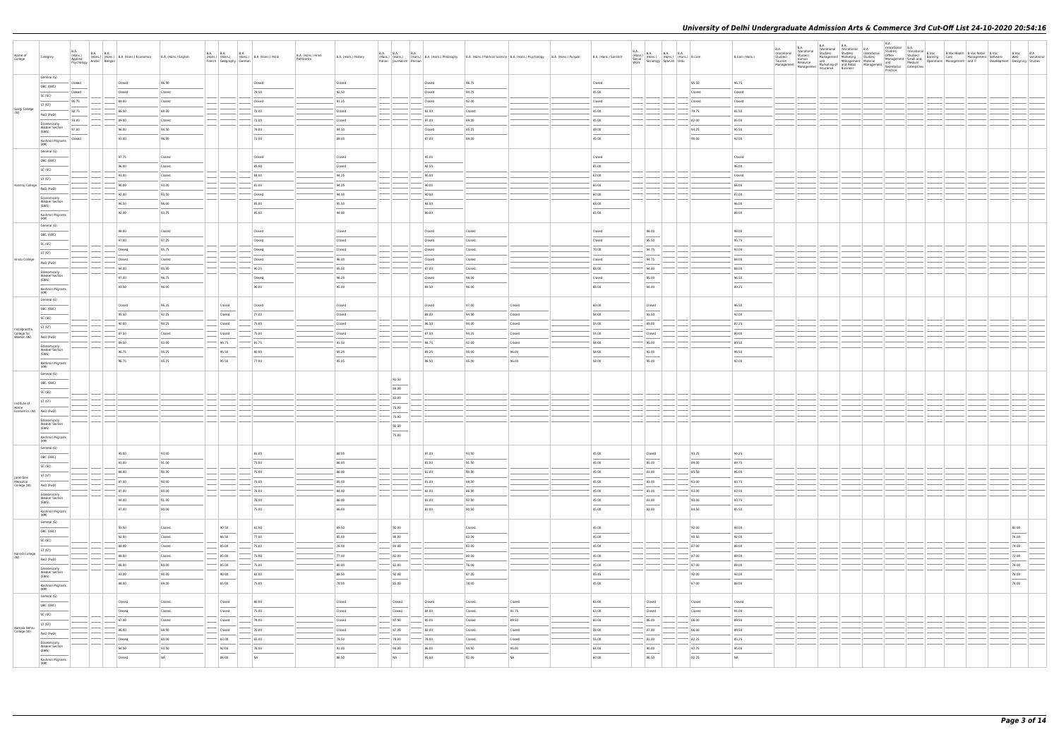# University of Delhi Undergraduate Admission Arts & Commerce 3rd Cut-Off List 24-10-2020 20:54:16

| Name of College | Category | B.A. (Hons.) Applied Psychology | B.A. (Hons.) Arabic | B.A. (Hons.) Bengali | B.A. (Hons.) Economics | B.A. (Hons.) English | B.A. (Hons.) French | B.A. (Hons.) Geography | B.A. (Hons.) German | B.A. (Hons.) Hindi | B.A. (Hons.) Hindi Patrikarita | B.A. (Hons.) History | B.A. (Hons.) Italian | B.A. (Hons.) Journalism | B.A. (Hons.) Persian | B.A. (Hons.) Philosophy | B.A. (Hons.) Political Science | B.A. (Hons.) Psychology | B.A. (Hons.) Punjabi | B.A. (Hons.) Sanskrit | B.A. (Hons.) Social Work | B.A. (Hons.) Sociology | B.A. (Hons.) Spanish | B.A. (Hons.) Urdu | B.Com | B.Com (Hons.) | B.A. (Vocational Studies) Tourism Management | B.A. (Vocational Studies) Human Resource Management | B.A. (Vocational Studies) Management and Marketing of Insurance | B.A. (Vocational Studies) Marketing Management and Retail Business | B.A. (Vocational Studies) Material Management | B.A. (Vocational Studies) Office Management and Secretarial Practice | B.A. (Vocational Studies) Small and Medium Enterprises | B.Voc Banking Operations | B.Voc Health Care Management | B.Voc Retail Management and IT | B.Voc Software Development | B.Voc Web Designing | B.A. Vocational Studies |
|---|---|---|---|---|---|---|---|---|---|---|---|---|---|---|---|---|---|---|---|---|---|---|---|---|---|---|---|---|---|---|---|---|---|---|---|---|---|---|---|
| Gargi College (W) | General (G) | Closed | | | Closed | 96.50 | | | | Closed | | Closed | | | | Closed | 96.75 | | | Closed | | | | | 95.50 | 96.75 | | | | | | | | | | | | | |
| | OBC (OBC) | Closed | | | Closed | Closed | | | | 78.50 | | 92.50 | | | | Closed | 94.75 | | | 45.00 | | | | | Closed | Closed | | | | | | | | | | | | | |
| | SC (SC) | 95.75 | | | 89.00 | Closed | | | | Closed | | 91.25 | | | | Closed | 92.00 | | | Closed | | | | | Closed | Closed | | | | | | | | | | | | | |
| | ST (ST) | 92.75 | | | 86.50 | 89.00 | | | | 72.00 | | Closed | | | | 83.00 | Closed | | | 45.00 | | | | | 79.75 | 81.50 | | | | | | | | | | | | | |
| | PwD (PwD) | 93.00 | | | 89.00 | Closed | | | | 72.00 | | Closed | | | | 87.00 | 89.00 | | | 45.00 | | | | | 82.00 | 85.00 | | | | | | | | | | | | | |
| | Economically Weaker Section (EWS) | 97.00 | | | 96.00 | 94.50 | | | | 78.00 | | 94.50 | | | | Closed | 95.25 | | | 69.00 | | | | | 94.25 | 95.50 | | | | | | | | | | | | | |
| | Kashmiri Migrants (KM) | Closed | | | 93.00 | 96.50 | | | | 72.00 | | 89.00 | | | | 87.00 | 89.00 | | | 45.00 | | | | | 90.00 | 92.00 | | | | | | | | | | | | | |
| Hansraj College | General (G) | | | | 97.75 | Closed | | | | Closed | | Closed | | | | 95.00 | | | | Closed | | | | | | Closed | | | | | | | | | | | | | |
| | OBC (OBC) | | | | 96.00 | Closed | | | | 85.00 | | Closed | | | | 92.50 | | | | 65.00 | | | | | | 96.00 | | | | | | | | | | | | | |
| | SC (SC) | | | | 93.00 | Closed | | | | 84.00 | | 94.25 | | | | 90.00 | | | | 63.00 | | | | | | Closed | | | | | | | | | | | | | |
| | ST (ST) | | | | 90.00 | 93.00 | | | | 81.00 | | 94.25 | | | | 90.00 | | | | 60.00 | | | | | | 86.00 | | | | | | | | | | | | | |
| | PwD (PwD) | | | | 92.00 | 93.50 | | | | Closed | | 94.00 | | | | 90.00 | | | | 60.00 | | | | | | 87.00 | | | | | | | | | | | | | |
| | Economically Weaker Section (EWS) | | | | 96.50 | 96.00 | | | | 85.00 | | 95.50 | | | | 93.00 | | | | 68.00 | | | | | | 96.00 | | | | | | | | | | | | | |
| | Kashmiri Migrants (KM) | | | | 93.00 | 93.75 | | | | 85.00 | | 94.00 | | | | 90.00 | | | | 65.00 | | | | | | 88.00 | | | | | | | | | | | | | |
| Hindu College | General (G) | | | | 98.00 | Closed | | | | Closed | | Closed | | | | Closed | Closed | | | Closed | | 98.00 | | | | 98.00 | | | | | | | | | | | | | |
| | OBC (OBC) | | | | 97.00 | 97.25 | | | | Closed | | Closed | | | | Closed | Closed | | | Closed | | 95.50 | | | | 95.75 | | | | | | | | | | | | | |
| | SC (SC) | | | | Closed | 95.75 | | | | Closed | | Closed | | | | Closed | Closed | | | 70.00 | | 94.75 | | | | 93.00 | | | | | | | | | | | | | |
| | ST (ST) | | | | Closed | Closed | | | | Closed | | 96.00 | | | | Closed | Closed | | | Closed | | 94.75 | | | | 88.00 | | | | | | | | | | | | | |
| | PwD (PwD) | | | | 94.00 | 95.50 | | | | 86.25 | | 95.50 | | | | 87.00 | Closed | | | 68.00 | | 94.00 | | | | 88.00 | | | | | | | | | | | | | |
| | Economically Weaker Section (EWS) | | | | 97.00 | 96.75 | | | | Closed | | 96.25 | | | | Closed | 98.00 | | | Closed | | 95.00 | | | | 96.50 | | | | | | | | | | | | | |
| | Kashmiri Migrants (KM) | | | | 93.50 | 96.00 | | | | 90.00 | | 95.00 | | | | 89.50 | 96.00 | | | 69.00 | | 94.00 | | | | 89.25 | | | | | | | | | | | | | |
| Indraprastha College for Women (W) | General (G) | | | | Closed | 96.25 | | Closed | | Closed | | Closed | | | | Closed | 97.00 | Closed | | 60.00 | | Closed | | | | 96.50 | | | | | | | | | | | | | |
| | OBC (OBC) | | | | 95.50 | 92.25 | | Closed | | 77.00 | | Closed | | | | 88.00 | 94.50 | Closed | | 58.00 | | 91.50 | | | | 92.00 | | | | | | | | | | | | | |
| | SC (SC) | | | | 90.00 | 90.25 | | Closed | | 75.00 | | Closed | | | | 86.50 | 94.00 | Closed | | 55.00 | | 89.00 | | | | 87.25 | | | | | | | | | | | | | |
| | ST (ST) | | | | 87.50 | Closed | | Closed | | 75.00 | | Closed | | | | 87.00 | 94.25 | Closed | | 55.00 | | Closed | | | | 80.00 | | | | | | | | | | | | | |
| | PwD (PwD) | | | | 89.00 | 93.00 | | 94.75 | | 81.75 | | 91.50 | | | | 88.75 | 92.00 | Closed | | 58.00 | | 95.00 | | | | 89.50 | | | | | | | | | | | | | |
| | Economically Weaker Section (EWS) | | | | 96.75 | 95.25 | | 95.50 | | 80.00 | | 95.25 | | | | 89.25 | 95.00 | 96.00 | | 58.00 | | 93.00 | | | | 95.50 | | | | | | | | | | | | | |
| | Kashmiri Migrants (KM) | | | | 96.75 | 95.25 | | 95.50 | | 77.00 | | 95.25 | | | | 88.50 | 95.00 | 96.00 | | 58.00 | | 95.00 | | | | 92.00 | | | | | | | | | | | | | |
| Institute of Home Economics (W) | General (G) | | | | | | | | | | | | | 92.50 | | | | | | | | | | | | | | | | | | | | | | | | | |
| | OBC (OBC) | | | | | | | | | | | | | 84.00 | | | | | | | | | | | | | | | | | | | | | | | | | |
| | SC (SC) | | | | | | | | | | | | | 83.00 | | | | | | | | | | | | | | | | | | | | | | | | | |
| | ST (ST) | | | | | | | | | | | | | 75.00 | | | | | | | | | | | | | | | | | | | | | | | | | |
| | PwD (PwD) | | | | | | | | | | | | | 75.00 | | | | | | | | | | | | | | | | | | | | | | | | | |
| | Economically Weaker Section (EWS) | | | | | | | | | | | | | 92.50 | | | | | | | | | | | | | | | | | | | | | | | | | |
| | Kashmiri Migrants (KM) | | | | | | | | | | | | | 75.00 | | | | | | | | | | | | | | | | | | | | | | | | | |
| Janki Devi Memorial College (W) | General (G) | | | | 95.00 | 93.00 | | | | 81.00 | | 88.00 | | | | 87.00 | 93.50 | | | 45.00 | | Closed | | | 93.25 | 94.25 | | | | | | | | | | | | | |
| | OBC (OBC) | | | | 91.00 | 91.00 | | | | 75.00 | | 86.00 | | | | 83.00 | 91.50 | | | 45.00 | | 85.00 | | | 89.00 | 89.75 | | | | | | | | | | | | | |
| | SC (SC) | | | | 88.00 | 90.00 | | | | 75.00 | | 86.00 | | | | 81.00 | 90.50 | | | 45.00 | | 83.00 | | | 85.50 | 86.00 | | | | | | | | | | | | | |
| | ST (ST) | | | | 87.00 | 90.00 | | | | 73.00 | | 85.00 | | | | 81.00 | 88.50 | | | 45.00 | | 83.00 | | | 83.00 | 83.75 | | | | | | | | | | | | | |
| | PwD (PwD) | | | | 87.00 | 90.00 | | | | 76.00 | | 84.00 | | | | 82.00 | 86.50 | | | 45.00 | | 83.00 | | | 83.00 | 83.50 | | | | | | | | | | | | | |
| | Economically Weaker Section (EWS) | | | | 94.00 | 91.00 | | | | 78.00 | | 86.00 | | | | 83.00 | 92.50 | | | 45.00 | | 83.00 | | | 93.00 | 93.75 | | | | | | | | | | | | | |
| | Kashmiri Migrants (KM) | | | | 87.00 | 90.00 | | | | 75.00 | | 86.00 | | | | 81.00 | 90.50 | | | 45.00 | | 82.00 | | | 84.50 | 85.50 | | | | | | | | | | | | | |
| Kalindi College (W) | General (G) | | | | 93.50 | Closed | | 90.50 | | 81.00 | | 89.50 | | 92.00 | | | Closed | | | 45.00 | | | | | 92.00 | 93.00 | | | | | | | | | | | | | 80.00 | |
| | OBC (OBC) | | | | 92.00 | Closed | | 86.50 | | 77.00 | | 85.00 | | 90.00 | | | 83.00 | | | 45.00 | | | | | 90.50 | 92.00 | | | | | | | | | | | | | 76.00 | |
| | SC (SC) | | | | 88.00 | Closed | | 85.00 | | 75.00 | | 78.00 | | 84.00 | | | 83.00 | | | 45.00 | | | | | 87.00 | 88.00 | | | | | | | | | | | | | 74.00 | |
| | ST (ST) | | | | 88.00 | Closed | | 85.00 | | 73.00 | | 77.00 | | 82.00 | | | 80.00 | | | 45.00 | | | | | 87.00 | 88.00 | | | | | | | | | | | | | 72.00 | |
| | PwD (PwD) | | | | 88.00 | 88.00 | | 85.00 | | 75.00 | | 80.00 | | 82.00 | | | 76.00 | | | 45.00 | | | | | 87.00 | 88.00 | | | | | | | | | | | | | 78.00 | |
| | Economically Weaker Section (EWS) | | | | 93.00 | 90.00 | | 90.00 | | 81.00 | | 86.50 | | 92.00 | | | 87.00 | | | 45.45 | | | | | 92.00 | 93.00 | | | | | | | | | | | | | 78.00 | |
| | Kashmiri Migrants (KM) | | | | 88.00 | 89.00 | | 85.00 | | 75.00 | | 78.00 | | 85.00 | | | 78.00 | | | 45.00 | | | | | 87.00 | 88.00 | | | | | | | | | | | | | 78.00 | |
| Kamala Nehru College (W) | General (G) | | | | Closed | Closed | | Closed | | 80.00 | | Closed | | Closed | | Closed | Closed | Closed | | 65.00 | | Closed | | | Closed | Closed | | | | | | | | | | | | | |
| | OBC (OBC) | | | | Closed | Closed | | Closed | | 75.00 | | Closed | | Closed | | 84.00 | Closed | 91.75 | | 63.00 | | Closed | | | Closed | 91.00 | | | | | | | | | | | | | |
| | SC (SC) | | | | 87.00 | Closed | | Closed | | 74.00 | | Closed | | 87.50 | | 80.00 | Closed | 89.50 | | 60.00 | | 86.00 | | | 86.00 | 89.50 | | | | | | | | | | | | | |
| | ST (ST) | | | | 86.00 | 88.50 | | Closed | | 70.00 | | Closed | | 87.00 | | 82.00 | Closed | Closed | | 58.00 | | 87.00 | | | 86.00 | 89.50 | | | | | | | | | | | | | |
| | PwD (PwD) | | | | Closed | 89.00 | | 83.00 | | 65.00 | | 79.50 | | 78.00 | | 78.00 | Closed | Closed | | 55.00 | | 81.00 | | | 82.25 | 85.25 | | | | | | | | | | | | | |
| | Economically Weaker Section (EWS) | | | | 94.50 | 93.50 | | 92.00 | | 78.00 | | 91.00 | | 94.00 | | 86.00 | 94.50 | 95.00 | | 64.00 | | 90.00 | | | 97.75 | 95.00 | | | | | | | | | | | | | |
| | Kashmiri Migrants (KM) | | | | Closed | NA | | 86.00 | | NA | | 86.50 | | NA | | 95.00 | 92.00 | NA | | 60.00 | | 86.50 | | | 82.25 | NA | | | | | | | | | | | | | |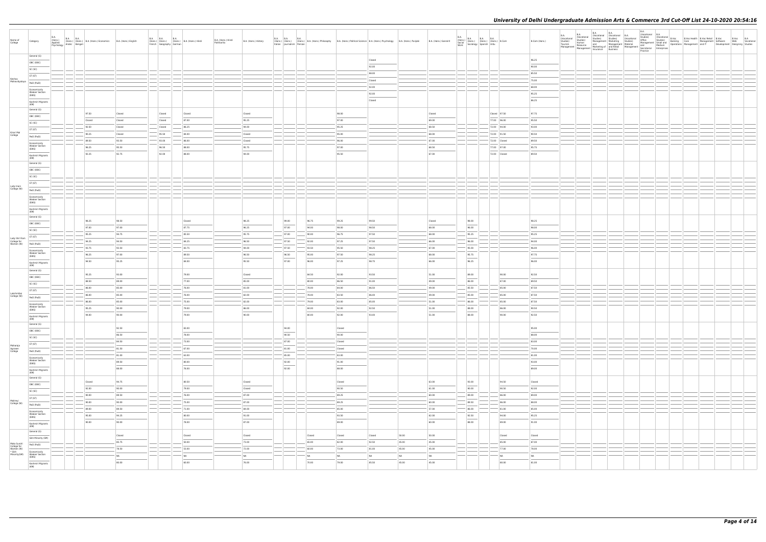| Name of College | Category | B.A. (Hons.) Applied Psychology | B.A. (Hons.) Arabic | B.A. (Hons.) Bengali | B.A. (Hons.) Economics | B.A. (Hons.) English | B.A. (Hons.) French | B.A. (Hons.) Geography | B.A. (Hons.) German | B.A. (Hons.) Hindi | B.A. (Hons.) Hindi Patrikarita | B.A. (Hons.) History | B.A. (Hons.) Italian | B.A. (Hons.) Journalism | B.A. (Hons.) Persian | B.A. (Hons.) Philosophy | B.A. (Hons.) Political Science | B.A. (Hons.) Psychology | B.A. (Hons.) Punjabi | B.A. (Hons.) Sanskrit | B.A. (Hons.) Social Work | B.A. (Hons.) Sociology | B.A. (Hons.) Spanish | B.A. (Hons.) Urdu | B.Com | B.Com (Hons.) | B.A. (Vocational Studies) Tourism Management | B.A. (Vocational Studies) Human Resource Management | B.A. (Vocational Studies) Management and Marketing of Insurance | B.A. (Vocational Studies) Marketing Management and Retail Business | B.A. (Vocational Studies) Material Management | B.A. (Vocational Studies) Office Management and Secretarial Practice | B.A. (Vocational Studies) Small and Medium Enterprises | B.Voc Banking Operations | B.Voc Health Care Management | B.Voc Retail Management and IT | B.Voc Software Development | B.Voc Web Designing | B.A Vocational Studies |
|---|---|---|---|---|---|---|---|---|---|---|---|---|---|---|---|---|---|---|---|---|---|---|---|---|---|---|---|---|---|---|---|---|---|---|---|---|---|---|---|
| Keshav Mahavidyalaya | General (G) | | | | | | | | | | | | | | | | | Closed | | | | | | | | 96.25 | | | | | | | | | | | | | |
| | OBC (OBC) | | | | | | | | | | | | | | | | | 92.00 | | | | | | | | 90.00 | | | | | | | | | | | | | |
| | SC (SC) | | | | | | | | | | | | | | | | | 88.00 | | | | | | | | 85.50 | | | | | | | | | | | | | |
| | ST (ST) | | | | | | | | | | | | | | | | | Closed | | | | | | | | 75.00 | | | | | | | | | | | | | |
| | PwD (PwD) | | | | | | | | | | | | | | | | | 92.00 | | | | | | | | 68.00 | | | | | | | | | | | | | |
| | Economically Weaker Section (EWS) | | | | | | | | | | | | | | | | | 92.00 | | | | | | | | 95.25 | | | | | | | | | | | | | |
| | Kashmiri Migrants (KM) | | | | | | | | | | | | | | | | | Closed | | | | | | | | 86.25 | | | | | | | | | | | | | |
| Kirori Mal College | General (G) | | | | 97.50 | Closed | | Closed | | Closed | | Closed | | | | | 98.00 | | | Closed | | | | Closed | 97.50 | 97.75 | | | | | | | | | | | | | |
| | OBC (OBC) | | | | Closed | Closed | | Closed | | 87.00 | | 95.25 | | | | | 97.00 | | | 69.00 | | | | 77.00 | 96.00 | 95.50 | | | | | | | | | | | | | |
| | SC (SC) | | | | 92.50 | Closed | | Closed | | 86.25 | | 94.00 | | | | | 95.25 | | | 68.50 | | | | 72.00 | 94.00 | 93.00 | | | | | | | | | | | | | |
| | ST (ST) | | | | 90.25 | Closed | | 95.50 | | 84.00 | | Closed | | | | | 95.00 | | | 68.00 | | | | 72.00 | 91.50 | 90.50 | | | | | | | | | | | | | |
| | PwD (PwD) | | | | 89.50 | 93.50 | | 93.00 | | 86.00 | | Closed | | | | | 96.00 | | | 67.00 | | | | 72.00 | Closed | 89.50 | | | | | | | | | | | | | |
| | Economically Weaker Section (EWS) | | | | 96.25 | 95.50 | | 96.50 | | 88.00 | | 95.75 | | | | | 97.00 | | | 68.50 | | | | 77.00 | 97.00 | 95.75 | | | | | | | | | | | | | |
| | Kashmiri Migrants (KM) | | | | 93.25 | 92.75 | | 92.00 | | 86.00 | | 94.00 | | | | | 95.50 | | | 67.00 | | | | 72.00 | Closed | 89.50 | | | | | | | | | | | | | |
| Lady Irwin College (W) | General (G) | | | | | | | | | | | | | | | | | | | | | | | | | | | | | | | | | | | | | | |
| | OBC (OBC) | | | | | | | | | | | | | | | | | | | | | | | | | | | | | | | | | | | | | | |
| | SC (SC) | | | | | | | | | | | | | | | | | | | | | | | | | | | | | | | | | | | | | | |
| | ST (ST) | | | | | | | | | | | | | | | | | | | | | | | | | | | | | | | | | | | | | | |
| | PwD (PwD) | | | | | | | | | | | | | | | | | | | | | | | | | | | | | | | | | | | | | | |
| | Economically Weaker Section (EWS) | | | | | | | | | | | | | | | | | | | | | | | | | | | | | | | | | | | | | | |
| | Kashmiri Migrants (KM) | | | | | | | | | | | | | | | | | | | | | | | | | | | | | | | | | | | | | | |
| Lady Shri Ram College for Women (W) | General (G) | | | | 98.25 | 98.50 | | | | Closed | | 98.25 | | 99.00 | | 96.75 | 99.25 | 99.50 | | Closed | | 98.00 | | | | 98.25 | | | | | | | | | | | | | |
| | OBC (OBC) | | | | 97.00 | 97.00 | | | | 87.75 | | 96.25 | | 97.00 | | 94.00 | 98.00 | 98.50 | | 68.00 | | 96.00 | | | | 98.00 | | | | | | | | | | | | | |
| | SC (SC) | | | | 95.25 | 94.75 | | | | 85.50 | | 95.75 | | 97.00 | | 90.00 | 96.75 | 97.50 | | 68.00 | | 95.25 | | | | 95.25 | | | | | | | | | | | | | |
| | ST (ST) | | | | 94.25 | 94.50 | | | | 84.25 | | 96.50 | | 97.50 | | 92.00 | 97.25 | 97.50 | | 66.00 | | 96.00 | | | | 94.00 | | | | | | | | | | | | | |
| | PwD (PwD) | | | | 93.75 | 93.50 | | | | 83.75 | | 94.00 | | 97.50 | | 93.50 | 95.50 | 98.25 | | 67.00 | | 95.00 | | | | 96.00 | | | | | | | | | | | | | |
| | Economically Weaker Section (EWS) | | | | 96.25 | 97.00 | | | | 89.50 | | 96.50 | | 96.50 | | 95.00 | 97.50 | 98.25 | | 68.00 | | 95.75 | | | | 97.75 | | | | | | | | | | | | | |
| | Kashmiri Migrants (KM) | | | | 94.50 | 95.25 | | | | 84.00 | | 95.50 | | 97.00 | | 96.00 | 97.25 | 98.75 | | 66.00 | | 96.25 | | | | 96.00 | | | | | | | | | | | | | |
| Lakshmibai College (W) | General (G) | | | | 95.25 | 93.00 | | | | 79.00 | | Closed | | | | 84.50 | 92.00 | 93.50 | | 51.00 | | 89.00 | | | 98.00 | 92.50 | | | | | | | | | | | | | |
| | OBC (OBC) | | | | 88.50 | 89.00 | | | | 77.00 | | 85.00 | | | | 80.00 | 86.50 | 91.00 | | 49.00 | | 86.00 | | | 87.00 | 89.50 | | | | | | | | | | | | | |
| | SC (SC) | | | | 86.00 | 85.00 | | | | 76.00 | | 81.00 | | | | 78.00 | 84.00 | 86.50 | | 49.00 | | 85.50 | | | 85.00 | 87.50 | | | | | | | | | | | | | |
| | ST (ST) | | | | 86.00 | 85.00 | | | | 76.00 | | 82.00 | | | | 78.00 | 83.50 | 86.00 | | 49.00 | | 85.00 | | | 85.00 | 87.50 | | | | | | | | | | | | | |
| | PwD (PwD) | | | | 86.00 | 85.00 | | | | 75.00 | | 82.00 | | | | 79.00 | 83.00 | 85.00 | | 51.00 | | 86.00 | | | 85.00 | 87.50 | | | | | | | | | | | | | |
| | Economically Weaker Section (EWS) | | | | 95.25 | 90.00 | | | | 79.00 | | 86.00 | | | | 84.00 | 92.00 | 92.50 | | 51.00 | | 88.00 | | | 86.00 | 90.50 | | | | | | | | | | | | | |
| | Kashmiri Migrants (KM) | | | | 94.00 | 90.00 | | | | 79.00 | | 90.00 | | | | 80.00 | 92.00 | 93.00 | | 51.00 | | 88.00 | | | 90.00 | 92.50 | | | | | | | | | | | | | |
| Maharaja Agrasen College | General (G) | | | | | 92.50 | | | | 83.00 | | | | 94.00 | | | Closed | | | | | | | | | 95.00 | | | | | | | | | | | | | |
| | OBC (OBC) | | | | | 86.50 | | | | 78.00 | | | | 90.50 | | | 90.00 | | | | | | | | | 88.00 | | | | | | | | | | | | | |
| | SC (SC) | | | | | 84.50 | | | | 73.00 | | | | 87.00 | | | Closed | | | | | | | | | 83.00 | | | | | | | | | | | | | |
| | ST (ST) | | | | | 81.50 | | | | 67.00 | | | | 81.00 | | | Closed | | | | | | | | | 70.00 | | | | | | | | | | | | | |
| | PwD (PwD) | | | | | 81.00 | | | | 63.00 | | | | 85.00 | | | 83.00 | | | | | | | | | 81.00 | | | | | | | | | | | | | |
| | Economically Weaker Section (EWS) | | | | | 89.50 | | | | 80.00 | | | | 92.00 | | | 91.00 | | | | | | | | | 93.00 | | | | | | | | | | | | | |
| | Kashmiri Migrants (KM) | | | | | 88.00 | | | | 76.00 | | | | 92.00 | | | 88.00 | | | | | | | | | 89.00 | | | | | | | | | | | | | |
| Maitreyi College (W) | General (G) | | | | Closed | 94.75 | | | | 80.50 | | Closed | | | | | Closed | | | 63.00 | | 93.00 | | | 94.50 | Closed | | | | | | | | | | | | | |
| | OBC (OBC) | | | | 92.00 | 90.00 | | | | 79.00 | | Closed | | | | | 90.50 | | | 61.00 | | 90.00 | | | 90.50 | 92.00 | | | | | | | | | | | | | |
| | SC (SC) | | | | 90.00 | 89.50 | | | | 76.00 | | 87.00 | | | | | 89.25 | | | 60.00 | | 89.00 | | | 86.00 | 89.00 | | | | | | | | | | | | | |
| | ST (ST) | | | | 90.00 | 90.00 | | | | 75.00 | | 87.00 | | | | | 89.25 | | | 60.00 | | 89.50 | | | 86.00 | 88.00 | | | | | | | | | | | | | |
| | PwD (PwD) | | | | 89.00 | 89.50 | | | | 71.00 | | 84.00 | | | | | 85.00 | | | 57.00 | | 86.00 | | | 61.00 | 85.00 | | | | | | | | | | | | | |
| | Economically Weaker Section (EWS) | | | | 95.00 | 94.25 | | | | 80.00 | | 81.00 | | | | | 93.50 | | | 62.00 | | 92.50 | | | 94.00 | 95.25 | | | | | | | | | | | | | |
| | Kashmiri Migrants (KM) | | | | 90.00 | 90.00 | | | | 78.00 | | 87.00 | | | | | 89.00 | | | 60.00 | | 88.00 | | | 89.00 | 91.00 | | | | | | | | | | | | | |
| Mata Sundri College for Women (W) * Sikh Minority(SM) | General (G) | | | | | Closed | | | | Closed | | Closed | | | | Closed | Closed | Closed | 50.00 | 50.00 | | | | | Closed | Closed | | | | | | | | | | | | | |
| | Sikh Minority (SM) | | | | | 85.75 | | | | 50.00 | | 73.00 | | | | 65.00 | 82.00 | 92.50 | 45.00 | 45.00 | | | | | 65.00 | 87.00 | | | | | | | | | | | | | |
| | PwD (PwD) | | | | | 78.50 | | | | 53.00 | | 72.00 | | | | 60.00 | 73.00 | 81.00 | 45.00 | 45.00 | | | | | 77.00 | 78.00 | | | | | | | | | | | | | |
| | Economically Weaker Section (EWS) | | | | | NA | | | | NA | | NA | | | | NA | NA | NA | NA | NA | | | | | NA | NA | | | | | | | | | | | | | |
| | Kashmiri Migrants (KM) | | | | | 80.00 | | | | 60.00 | | 76.00 | | | | 70.00 | 79.00 | 85.50 | 45.00 | 45.00 | | | | | 68.00 | 81.00 | | | | | | | | | | | | | |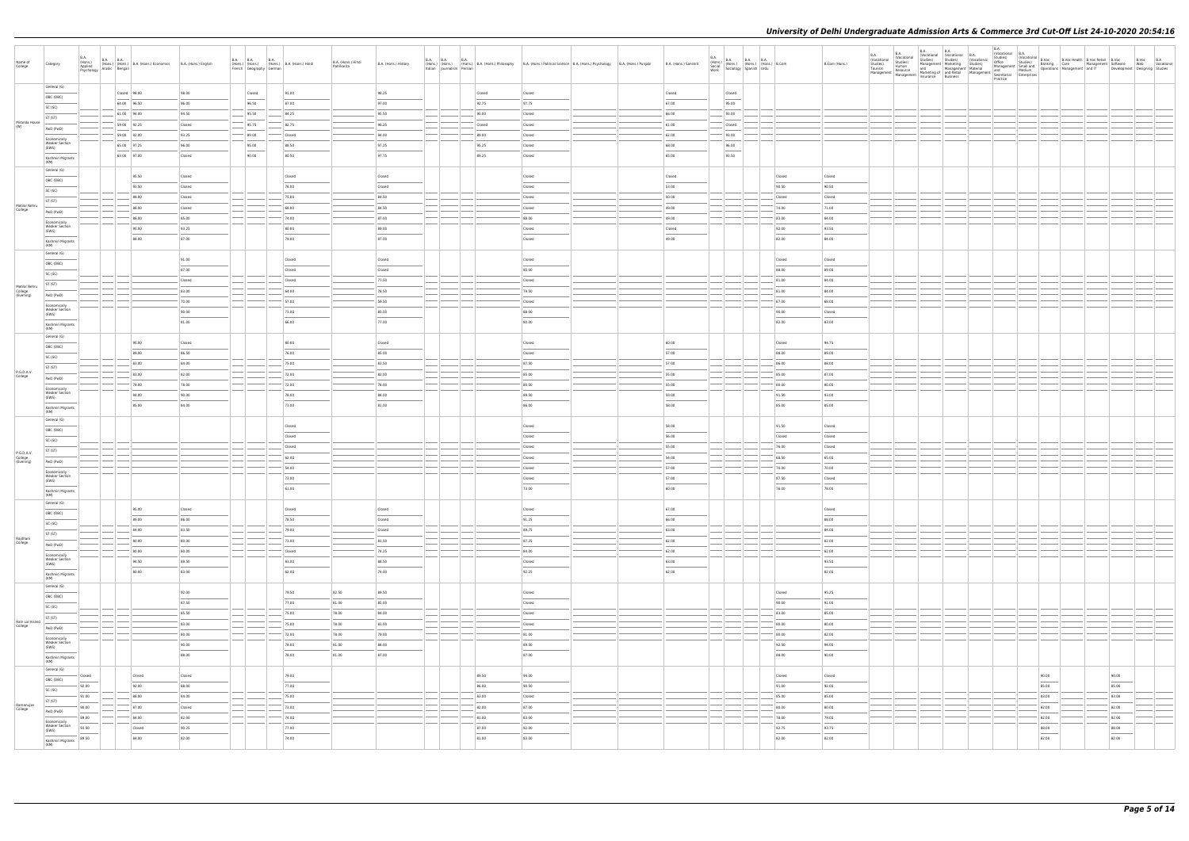# University of Delhi Undergraduate Admission Arts & Commerce 3rd Cut-Off List 24-10-2020 20:54:16

| Name of College | Category | B.A. (Hons.) Applied Psychology | B.A. (Hons.) Arabic | B.A. (Hons.) Bengali | B.A. (Hons.) Economics | B.A. (Hons.) English | B.A. (Hons.) French | B.A. (Hons.) Geography | B.A. (Hons.) German | B.A. (Hons.) Hindi | B.A. (Hons.) Hindi Patrikarita | B.A. (Hons.) History | B.A. (Hons.) Italian | B.A. (Hons.) Journalism | B.A. (Hons.) Persian | B.A. (Hons.) Philosophy | B.A. (Hons.) Political Science | B.A. (Hons.) Psychology | B.A. (Hons.) Punjabi | B.A. (Hons.) Sanskrit | B.A. (Hons.) Social Work | B.A. (Hons.) Sociology | B.A. (Hons.) Spanish | B.A. (Hons.) Urdu | B.Com | B.Com (Hons.) | B.A. (Vocational Studies) Tourism Management | B.A. (Vocational Studies) Human Resource Management | B.A. (Vocational Studies) Management and Marketing of Insurance | B.A. (Vocational Studies) Marketing Management and Retail Business | B.A. (Vocational Studies) Material Management | B.A. (Vocational Studies) Office Management and Secretarial Practice | B.A. (Vocational Studies) Small and Medium Enterprises | B.Voc Banking Operations | B.Voc Health Care Management | B.Voc Retail Management and IT | B.Voc Software Development | B.Voc Web Designing | B.A. Vocational Studies |
|---|---|---|---|---|---|---|---|---|---|---|---|---|---|---|---|---|---|---|---|---|---|---|---|---|---|---|---|---|---|---|---|---|---|---|---|---|---|---|---|
| Miranda House (W) | General (G) | | | Closed | 98.00 | 98.00 | | Closed | | 91.00 | | 98.25 | | | | Closed | Closed | | | Closed | | Closed | | | | | | | | | | | | | | | | | |
| | OBC (OBC) | | | 64.00 | 96.50 | 96.00 | | 96.50 | | 87.00 | | 97.00 | | | | 92.75 | 97.75 | | | 67.00 | | 95.00 | | | | | | | | | | | | | | | | | |
| | SC (SC) | | | 61.00 | 94.00 | 94.50 | | 95.50 | | 84.25 | | 95.50 | | | | 90.00 | Closed | | | 66.00 | | 93.00 | | | | | | | | | | | | | | | | | |
| | ST (ST) | | | 59.00 | 92.25 | Closed | | 95.75 | | 82.75 | | 96.25 | | | | Closed | Closed | | | 61.00 | | Closed | | | | | | | | | | | | | | | | | |
| | PwD (PwD) | | | 59.00 | 92.00 | 93.25 | | 89.00 | | Closed | | 94.00 | | | | 89.00 | Closed | | | 62.00 | | 93.00 | | | | | | | | | | | | | | | | | |
| | Economically Weaker Section (EWS) | | | 65.00 | 97.25 | 96.00 | | 95.00 | | 88.50 | | 97.25 | | | | 95.25 | Closed | | | 69.00 | | 96.00 | | | | | | | | | | | | | | | | | |
| | Kashmiri Migrants (KM) | | | 63.00 | 97.00 | Closed | | 90.00 | | 80.50 | | 97.75 | | | | 89.25 | Closed | | | 65.00 | | 93.50 | | | | | | | | | | | | | | | | | |
| Motilal Nehru College | General (G) | | | | 95.50 | Closed | | | | Closed | | Closed | | | | | Closed | | | Closed | | | | | Closed | Closed | | | | | | | | | | | | | |
| | OBC (OBC) | | | | 93.50 | Closed | | | | 78.00 | | Closed | | | | | Closed | | | 53.00 | | | | | 90.50 | 90.50 | | | | | | | | | | | | | |
| | SC (SC) | | | | 88.00 | Closed | | | | 75.00 | | 84.50 | | | | | Closed | | | 50.00 | | | | | Closed | Closed | | | | | | | | | | | | | |
| | ST (ST) | | | | 88.00 | Closed | | | | 68.00 | | 84.50 | | | | | Closed | | | 49.00 | | | | | 74.00 | 71.00 | | | | | | | | | | | | | |
| | PwD (PwD) | | | | 88.00 | 85.00 | | | | 74.00 | | 87.00 | | | | | 88.00 | | | 49.00 | | | | | 83.00 | 84.00 | | | | | | | | | | | | | |
| | Economically Weaker Section (EWS) | | | | 95.00 | 93.25 | | | | 80.00 | | 89.00 | | | | | Closed | | | Closed | | | | | 92.00 | 93.50 | | | | | | | | | | | | | |
| | Kashmiri Migrants (KM) | | | | 88.00 | 87.00 | | | | 79.00 | | 87.00 | | | | | Closed | | | 49.00 | | | | | 82.00 | 84.00 | | | | | | | | | | | | | |
| Motilal Nehru College (Evening) | General (G) | | | | | 91.00 | | | | Closed | | Closed | | | | | Closed | | | | | | | | Closed | Closed | | | | | | | | | | | | | |
| | OBC (OBC) | | | | | 87.00 | | | | Closed | | Closed | | | | | 85.00 | | | | | | | | 88.00 | 89.00 | | | | | | | | | | | | | |
| | SC (SC) | | | | | Closed | | | | Closed | | 77.50 | | | | | Closed | | | | | | | | 83.00 | 84.00 | | | | | | | | | | | | | |
| | ST (ST) | | | | | 83.00 | | | | 64.00 | | 76.50 | | | | | 79.50 | | | | | | | | 83.00 | 84.00 | | | | | | | | | | | | | |
| | PwD (PwD) | | | | | 70.00 | | | | 57.00 | | 59.50 | | | | | Closed | | | | | | | | 67.00 | 68.00 | | | | | | | | | | | | | |
| | Economically Weaker Section (EWS) | | | | | 90.00 | | | | 73.00 | | 85.50 | | | | | 88.00 | | | | | | | | 90.00 | Closed | | | | | | | | | | | | | |
| | Kashmiri Migrants (KM) | | | | | 81.00 | | | | 66.00 | | 77.00 | | | | | 83.00 | | | | | | | | 82.00 | 83.00 | | | | | | | | | | | | | |
| P.G.D.A.V. College | General (G) | | | | 95.00 | Closed | | | | 80.00 | | Closed | | | | | Closed | | | 60.00 | | | | | Closed | 94.75 | | | | | | | | | | | | | |
| | OBC (OBC) | | | | 89.00 | 86.50 | | | | 76.00 | | 85.00 | | | | | Closed | | | 57.00 | | | | | 88.00 | 89.00 | | | | | | | | | | | | | |
| | SC (SC) | | | | 83.00 | 84.00 | | | | 75.00 | | 83.50 | | | | | 87.50 | | | 57.00 | | | | | 86.00 | 88.00 | | | | | | | | | | | | | |
| | ST (ST) | | | | 83.00 | 82.00 | | | | 72.00 | | 82.00 | | | | | 85.00 | | | 55.00 | | | | | 85.00 | 87.00 | | | | | | | | | | | | | |
| | PwD (PwD) | | | | 78.00 | 78.00 | | | | 72.00 | | 78.00 | | | | | 80.00 | | | 55.00 | | | | | 80.00 | 80.00 | | | | | | | | | | | | | |
| | Economically Weaker Section (EWS) | | | | 94.00 | 90.00 | | | | 78.00 | | 88.00 | | | | | 89.50 | | | 59.00 | | | | | 91.50 | 93.00 | | | | | | | | | | | | | |
| | Kashmiri Migrants (KM) | | | | 85.00 | 84.00 | | | | 73.00 | | 81.00 | | | | | 86.00 | | | 58.00 | | | | | 85.00 | 85.00 | | | | | | | | | | | | | |
| P.G.D.A.V. College (Evening) | General (G) | | | | | | | | | Closed | | | | | | | Closed | | | 58.00 | | | | | 91.50 | Closed | | | | | | | | | | | | | |
| | OBC (OBC) | | | | | | | | | Closed | | | | | | | Closed | | | 56.00 | | | | | Closed | Closed | | | | | | | | | | | | | |
| | SC (SC) | | | | | | | | | Closed | | | | | | | Closed | | | 55.00 | | | | | 76.00 | Closed | | | | | | | | | | | | | |
| | ST (ST) | | | | | | | | | 62.00 | | | | | | | Closed | | | 54.00 | | | | | 68.50 | 65.00 | | | | | | | | | | | | | |
| | PwD (PwD) | | | | | | | | | 54.00 | | | | | | | Closed | | | 57.00 | | | | | 78.00 | 70.00 | | | | | | | | | | | | | |
| | Economically Weaker Section (EWS) | | | | | | | | | 73.00 | | | | | | | Closed | | | 57.00 | | | | | 87.50 | Closed | | | | | | | | | | | | | |
| | Kashmiri Migrants (KM) | | | | | | | | | 61.00 | | | | | | | 73.00 | | | 60.00 | | | | | 76.00 | 78.00 | | | | | | | | | | | | | |
| Rajdhani College | General (G) | | | | 95.00 | Closed | | | | Closed | | Closed | | | | | Closed | | | 67.00 | | | | | | Closed | | | | | | | | | | | | | |
| | OBC (OBC) | | | | 89.00 | 86.00 | | | | 78.50 | | Closed | | | | | 91.25 | | | 66.00 | | | | | | 88.00 | | | | | | | | | | | | | |
| | SC (SC) | | | | 84.00 | 83.50 | | | | 79.00 | | Closed | | | | | 89.75 | | | 63.00 | | | | | | 84.00 | | | | | | | | | | | | | |
| | ST (ST) | | | | 80.00 | 80.00 | | | | 73.00 | | 81.50 | | | | | 87.25 | | | 62.00 | | | | | | 82.00 | | | | | | | | | | | | | |
| | PwD (PwD) | | | | 80.00 | 80.00 | | | | Closed | | 74.25 | | | | | 84.00 | | | 62.00 | | | | | | 82.00 | | | | | | | | | | | | | |
| | Economically Weaker Section (EWS) | | | | 94.50 | 89.50 | | | | 83.00 | | 86.50 | | | | | Closed | | | 63.00 | | | | | | 91.50 | | | | | | | | | | | | | |
| | Kashmiri Migrants (KM) | | | | 80.00 | 83.00 | | | | 82.00 | | 74.00 | | | | | 92.25 | | | 62.00 | | | | | | 82.00 | | | | | | | | | | | | | |
| Ram Lal Anand College | General (G) | | | | | 92.00 | | | | 79.50 | 82.50 | 89.50 | | | | | Closed | | | | | | | | Closed | 95.25 | | | | | | | | | | | | | |
| | OBC (OBC) | | | | | 87.50 | | | | 77.00 | 81.00 | 85.00 | | | | | Closed | | | | | | | | 90.00 | 91.00 | | | | | | | | | | | | | |
| | SC (SC) | | | | | 85.50 | | | | 75.00 | 78.00 | 84.00 | | | | | Closed | | | | | | | | 83.00 | 85.00 | | | | | | | | | | | | | |
| | ST (ST) | | | | | 83.00 | | | | 75.00 | 78.00 | 83.00 | | | | | Closed | | | | | | | | 80.00 | 80.00 | | | | | | | | | | | | | |
| | PwD (PwD) | | | | | 80.00 | | | | 72.00 | 78.00 | 79.00 | | | | | 81.00 | | | | | | | | 80.00 | 82.00 | | | | | | | | | | | | | |
| | Economically Weaker Section (EWS) | | | | | 90.00 | | | | 78.00 | 81.00 | 86.00 | | | | | 89.50 | | | | | | | | 92.50 | 94.00 | | | | | | | | | | | | | |
| | Kashmiri Migrants (KM) | | | | | 88.00 | | | | 78.00 | 81.00 | 87.00 | | | | | 87.00 | | | | | | | | 88.00 | 90.00 | | | | | | | | | | | | | |
| Ramanujan College | General (G) | Closed | | | Closed | Closed | | | | 79.00 | | | | | | 89.50 | 94.00 | | | | | | | | Closed | Closed | | | | | | | | 90.00 | | | 90.00 | | |
| | OBC (OBC) | 92.00 | | | 92.00 | 88.00 | | | | 77.00 | | | | | | 86.00 | 90.50 | | | | | | | | 91.00 | 92.00 | | | | | | | | 85.00 | | | 85.00 | | |
| | SC (SC) | 91.00 | | | 88.00 | 84.00 | | | | 75.00 | | | | | | 83.00 | Closed | | | | | | | | 85.00 | 85.00 | | | | | | | | 83.00 | | | 83.00 | | |
| | ST (ST) | 90.00 | | | 87.00 | Closed | | | | 73.00 | | | | | | 82.00 | 87.00 | | | | | | | | 80.00 | 80.00 | | | | | | | | 82.00 | | | 82.00 | | |
| | PwD (PwD) | 89.00 | | | 84.00 | 82.00 | | | | 74.00 | | | | | | 81.00 | 83.00 | | | | | | | | 78.00 | 79.00 | | | | | | | | 82.00 | | | 82.00 | | |
| | Economically Weaker Section (EWS) | 93.50 | | | Closed | 90.25 | | | | 77.00 | | | | | | 87.00 | 92.00 | | | | | | | | 92.75 | 93.75 | | | | | | | | 88.00 | | | 88.00 | | |
| | Kashmiri Migrants (KM) | 89.50 | | | 84.00 | 82.00 | | | | 74.00 | | | | | | 81.00 | 83.00 | | | | | | | | 82.00 | 82.00 | | | | | | | | 82.00 | | | 82.00 | | |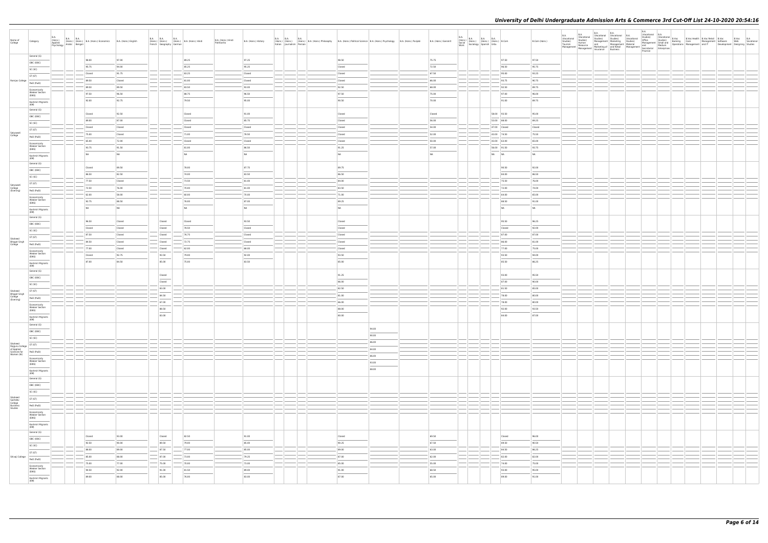| Name of College | Category | B.A. (Hons.) Applied Psychology | B.A. (Hons.) Arabic | B.A. (Hons.) Bengali | B.A. (Hons.) Economics | B.A. (Hons.) English | B.A. (Hons.) French | B.A. (Hons.) Geography | B.A. (Hons.) German | B.A. (Hons.) Hindi | B.A. (Hons.) Hindi Patrakarita | B.A. (Hons.) History | B.A. (Hons.) Italian | B.A. (Hons.) Journalism | B.A. (Hons.) Persian | B.A. (Hons.) Philosophy | B.A. (Hons.) Political Science | B.A. (Hons.) Psychology | B.A. (Hons.) Punjabi | B.A. (Hons.) Sanskrit | B.A. (Hons.) Social Work | B.A. (Hons.) Sociology | B.A. (Hons.) Spanish | B.A. (Hons.) Urdu | B.Com | B.Com (Hons.) | B.A. (Vocational Studies) Tourism Management | B.A. (Vocational Studies) Human Resource Management | B.A. (Vocational Studies) Management and Marketing of Insurance | B.A. (Vocational Studies) Marketing Management and Retail Business | B.A. (Vocational Studies) Material Management | B.A. (Vocational Studies) Office Management and Secretarial Practice | B.A. (Vocational Studies) Small and Medium Enterprises | B.Voc Banking Operations | B.Voc Health Care | B.Voc Retail Management and IT | B.Voc Management Software Development | B.Voc Web Designing | B.A. Vocational Studies |
|---|---|---|---|---|---|---|---|---|---|---|---|---|---|---|---|---|---|---|---|---|---|---|---|---|---|---|---|---|---|---|---|---|---|---|---|---|---|---|---|
| Ramjas College | General (G) | | | | 98.00 | 97.00 | | | | 89.25 | | 97.25 | | | | | 98.50 | | | 75.75 | | | | | 97.50 | 97.50 | | | | | | | | | | | | | |
| | OBC (OBC) | | | | 95.75 | 94.00 | | | | 85.25 | | 95.25 | | | | | Closed | | | 72.50 | | | | | 96.50 | 95.75 | | | | | | | | | | | | | |
| | SC (SC) | | | | Closed | 91.75 | | | | 83.25 | | Closed | | | | | Closed | | | 67.50 | | | | | 95.00 | 93.25 | | | | | | | | | | | | | |
| | ST (ST) | | | | 89.50 | Closed | | | | 81.00 | | Closed | | | | | Closed | | | 66.00 | | | | | 93.75 | 90.75 | | | | | | | | | | | | | |
| | PwD (PwD) | | | | 89.50 | 89.50 | | | | 83.50 | | 93.00 | | | | | 92.50 | | | 68.00 | | | | | 92.50 | 89.75 | | | | | | | | | | | | | |
| | Economically Weaker Section (EWS) | | | | 97.50 | 96.50 | | | | 88.75 | | 96.50 | | | | | 97.50 | | | 75.00 | | | | | 97.00 | 96.00 | | | | | | | | | | | | | |
| | Kashmiri Migrants (KM) | | | | 92.00 | 92.75 | | | | 79.50 | | 95.00 | | | | | 90.50 | | | 70.00 | | | | | 91.00 | 89.75 | | | | | | | | | | | | | |
| Satyawati College | General (G) | | | | Closed | 92.50 | | | | Closed | | 91.00 | | | | | Closed | | | Closed | | | | 58.00 | 93.50 | 95.00 | | | | | | | | | | | | | |
| | OBC (OBC) | | | | 89.00 | 87.00 | | | | Closed | | 85.75 | | | | | Closed | | | 56.00 | | | | 53.00 | 88.00 | 89.25 | | | | | | | | | | | | | |
| | SC (SC) | | | | Closed | Closed | | | | Closed | | Closed | | | | | Closed | | | 54.00 | | | | 47.00 | Closed | Closed | | | | | | | | | | | | | |
| | ST (ST) | | | | 75.00 | Closed | | | | 71.00 | | 78.50 | | | | | Closed | | | 52.00 | | | | 43.00 | 74.50 | 75.50 | | | | | | | | | | | | | |
| | PwD (PwD) | | | | 65.00 | 72.00 | | | | Closed | | Closed | | | | | Closed | | | 50.00 | | | | 43.00 | 63.00 | 65.00 | | | | | | | | | | | | | |
| | Economically Weaker Section (EWS) | | | | 93.75 | 91.50 | | | | 81.00 | | 86.50 | | | | | 91.25 | | | 57.00 | | | | 56.00 | 91.50 | 93.75 | | | | | | | | | | | | | |
| | Kashmiri Migrants (KM) | | | | NA | NA | | | | NA | | NA | | | | | NA | | | NA | | | | NA | NA | NA | | | | | | | | | | | | | |
| Satyawati College (Evening) | General (G) | | | | Closed | 89.50 | | | | 78.00 | | 87.75 | | | | | 89.75 | | | | | | | | 90.50 | 92.00 | | | | | | | | | | | | | |
| | OBC (OBC) | | | | 86.50 | 82.50 | | | | 74.00 | | 83.50 | | | | | 86.50 | | | | | | | | 89.00 | 86.50 | | | | | | | | | | | | | |
| | SC (SC) | | | | 77.50 | Closed | | | | 73.50 | | 81.00 | | | | | 84.00 | | | | | | | | 75.50 | 76.00 | | | | | | | | | | | | | |
| | ST (ST) | | | | 72.50 | 76.00 | | | | 70.00 | | 81.00 | | | | | 83.50 | | | | | | | | 72.00 | 74.00 | | | | | | | | | | | | | |
| | PwD (PwD) | | | | 62.00 | 58.00 | | | | 60.00 | | 70.00 | | | | | 71.00 | | | | | | | | 64.00 | 65.00 | | | | | | | | | | | | | |
| | Economically Weaker Section (EWS) | | | | 92.75 | 88.50 | | | | 76.00 | | 87.00 | | | | | 89.25 | | | | | | | | 88.50 | 91.00 | | | | | | | | | | | | | |
| | Kashmiri Migrants (KM) | | | | NA | NA | | | | NA | | NA | | | | | NA | | | | | | | | NA | NA | | | | | | | | | | | | | |
| Shaheed Bhagat Singh College | General (G) | | | | 96.50 | Closed | | Closed | | Closed | | 93.50 | | | | | Closed | | | | | | | | 95.50 | 96.25 | | | | | | | | | | | | | |
| | OBC (OBC) | | | | Closed | Closed | | Closed | | 78.50 | | Closed | | | | | Closed | | | | | | | | Closed | 92.00 | | | | | | | | | | | | | |
| | SC (SC) | | | | 87.50 | Closed | | Closed | | 76.75 | | Closed | | | | | Closed | | | | | | | | 67.00 | 87.00 | | | | | | | | | | | | | |
| | ST (ST) | | | | 84.50 | Closed | | Closed | | 72.75 | | Closed | | | | | Closed | | | | | | | | 66.00 | 81.00 | | | | | | | | | | | | | |
| | PwD (PwD) | | | | 77.00 | Closed | | Closed | | 62.00 | | 68.00 | | | | | Closed | | | | | | | | 77.00 | 75.00 | | | | | | | | | | | | | |
| | Economically Weaker Section (EWS) | | | | Closed | 92.75 | | 93.50 | | 79.00 | | 92.00 | | | | | 93.50 | | | | | | | | 93.50 | 94.00 | | | | | | | | | | | | | |
| | Kashmiri Migrants (KM) | | | | 87.00 | 84.50 | | 85.00 | | 75.00 | | 83.50 | | | | | 85.00 | | | | | | | | 85.50 | 86.25 | | | | | | | | | | | | | |
| Shaheed Bhagat Singh College (Evening) | General (G) | | | | | | | Closed | | | | | | | | | 91.25 | | | | | | | | 93.00 | 95.50 | | | | | | | | | | | | | |
| | OBC (OBC) | | | | | | | Closed | | | | | | | | | 86.00 | | | | | | | | 87.00 | 90.00 | | | | | | | | | | | | | |
| | SC (SC) | | | | | | | 83.00 | | | | | | | | | 82.50 | | | | | | | | 81.50 | 85.00 | | | | | | | | | | | | | |
| | ST (ST) | | | | | | | 84.50 | | | | | | | | | 81.00 | | | | | | | | 78.00 | 80.00 | | | | | | | | | | | | | |
| | PwD (PwD) | | | | | | | 67.00 | | | | | | | | | 66.00 | | | | | | | | 78.00 | 80.00 | | | | | | | | | | | | | |
| | Economically Weaker Section (EWS) | | | | | | | 88.50 | | | | | | | | | 88.00 | | | | | | | | 92.00 | 93.50 | | | | | | | | | | | | | |
| | Kashmiri Migrants (KM) | | | | | | | 83.00 | | | | | | | | | 80.00 | | | | | | | | 84.00 | 87.00 | | | | | | | | | | | | | |
| Shaheed Rajguru College of Applied Sciences for Women (W) | General (G) | | | | | | | | | | | | | | | | | 94.00 | | | | | | | | | | | | | | | | | | | | | |
| | OBC (OBC) | | | | | | | | | | | | | | | | | 90.00 | | | | | | | | | | | | | | | | | | | | | |
| | SC (SC) | | | | | | | | | | | | | | | | | 86.00 | | | | | | | | | | | | | | | | | | | | | |
| | ST (ST) | | | | | | | | | | | | | | | | | 84.00 | | | | | | | | | | | | | | | | | | | | | |
| | PwD (PwD) | | | | | | | | | | | | | | | | | 86.00 | | | | | | | | | | | | | | | | | | | | | |
| | Economically Weaker Section (EWS) | | | | | | | | | | | | | | | | | 93.00 | | | | | | | | | | | | | | | | | | | | | |
| | Kashmiri Migrants (KM) | | | | | | | | | | | | | | | | | 86.00 | | | | | | | | | | | | | | | | | | | | | |
| Shaheed Sukhdev College Business Studies | General (G) | | | | | | | | | | | | | | | | | | | | | | | | | | | | | | | | | | | | | | |
| | OBC (OBC) | | | | | | | | | | | | | | | | | | | | | | | | | | | | | | | | | | | | | | |
| | SC (SC) | | | | | | | | | | | | | | | | | | | | | | | | | | | | | | | | | | | | | | |
| | ST (ST) | | | | | | | | | | | | | | | | | | | | | | | | | | | | | | | | | | | | | | |
| | PwD (PwD) | | | | | | | | | | | | | | | | | | | | | | | | | | | | | | | | | | | | | | |
| | Economically Weaker Section (EWS) | | | | | | | | | | | | | | | | | | | | | | | | | | | | | | | | | | | | | | |
| | Kashmiri Migrants (KM) | | | | | | | | | | | | | | | | | | | | | | | | | | | | | | | | | | | | | | |
| Shivaji College | General (G) | | | | Closed | 93.00 | | Closed | | 82.50 | | 91.00 | | | | | Closed | | | 69.50 | | | | | Closed | 96.00 | | | | | | | | | | | | | |
| | OBC (OBC) | | | | 92.50 | 90.00 | | 89.50 | | 79.00 | | 85.00 | | | | | 93.25 | | | 67.50 | | | | | 89.50 | 90.50 | | | | | | | | | | | | | |
| | SC (SC) | | | | 88.00 | 89.00 | | 87.50 | | 77.00 | | 85.00 | | | | | 89.00 | | | 64.00 | | | | | 84.50 | 86.25 | | | | | | | | | | | | | |
| | ST (ST) | | | | 85.00 | 88.00 | | 87.00 | | 73.00 | | 79.25 | | | | | 87.00 | | | 62.00 | | | | | 82.00 | 82.00 | | | | | | | | | | | | | |
| | PwD (PwD) | | | | 75.00 | 77.00 | | 75.00 | | 70.00 | | 73.00 | | | | | 85.00 | | | 55.00 | | | | | 74.00 | 75.00 | | | | | | | | | | | | | |
| | Economically Weaker Section (EWS) | | | | 94.50 | 92.00 | | 91.00 | | 81.50 | | 89.00 | | | | | 91.00 | | | 68.50 | | | | | 93.00 | 95.00 | | | | | | | | | | | | | |
| | Kashmiri Migrants (KM) | | | | 89.00 | 88.00 | | 85.00 | | 76.00 | | 83.00 | | | | | 87.00 | | | 65.00 | | | | | 89.00 | 91.00 | | | | | | | | | | | | | |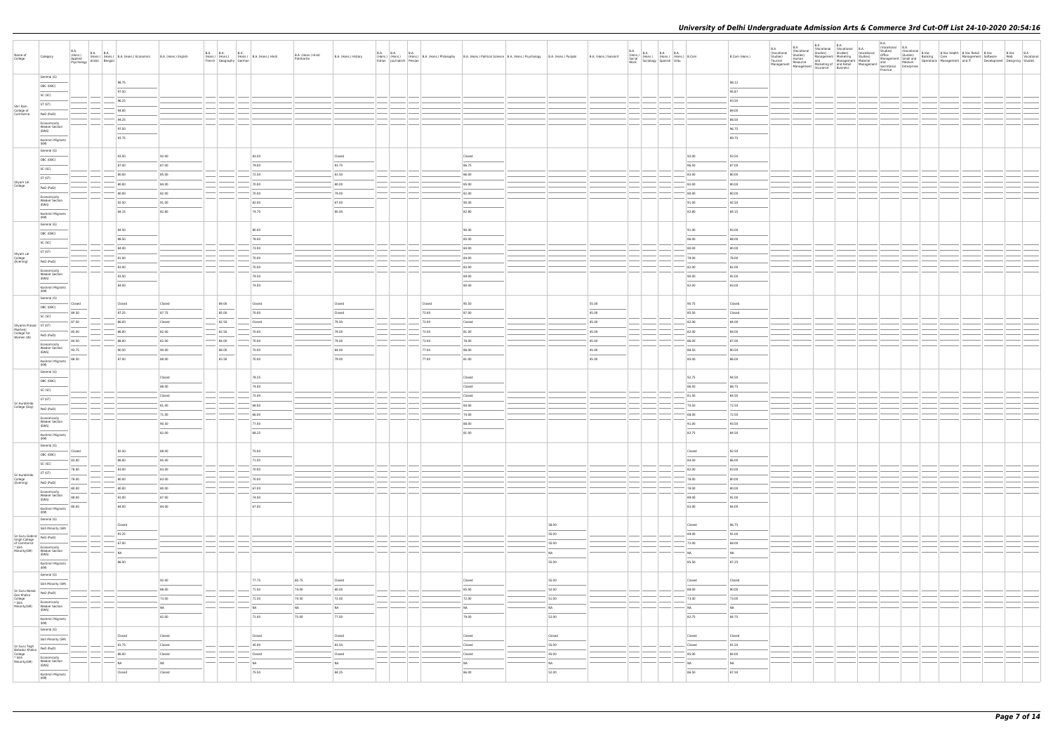| Name of College | Category | B.A. (Hons.) Applied Psychology | B.A. (Hons.) Arabic | B.A. (Hons.) Bengali | B.A. (Hons.) Economics | B.A. (Hons.) English | B.A. (Hons.) French | B.A. (Hons.) Geography | B.A. (Hons.) German | B.A. (Hons.) Hindi | B.A. (Hons.) Hindi Patrikarita | B.A. (Hons.) History | B.A. (Hons.) Italian | B.A. (Hons.) Journalism | B.A. (Hons.) Persian | B.A. (Hons.) Philosophy | B.A. (Hons.) Political Science | B.A. (Hons.) Psychology | B.A. (Hons.) Punjabi | B.A. (Hons.) Sanskrit | B.A. (Hons.) Social Work | B.A. (Hons.) Sociology | B.A. (Hons.) Spanish | B.A. (Hons.) Urdu | B.Com | B.Com (Hons.) | B.A. (Vocational Studies) Tourism Management | B.A. (Vocational Studies) Human Resource Management | B.A. (Vocational Studies) Management and Marketing of Insurance | B.A. (Vocational Studies) Marketing Management and Retail Business | B.A. (Vocational Studies) Material Management | B.A. (Vocational Studies) Office Management and Secretarial Practice | B.A. (Vocational Studies) Small and Medium Enterprises | B.Voc Banking Operations | B.Voc Health Care Management | B.Voc Retail Management and IT | B.Voc Software Development | B.Voc Web Designing | B.A Vocational Studies |
|---|---|---|---|---|---|---|---|---|---|---|---|---|---|---|---|---|---|---|---|---|---|---|---|---|---|---|---|---|---|---|---|---|---|---|---|---|---|---|---|
| Shri Ram College of Commerce | General (G) | | | | 98.75 | | | | | | | | | | | | | | | | | | | | | 98.12 | | | | | | | | | | | | | |
| | OBC (OBC) | | | | 97.50 | | | | | | | | | | | | | | | | | | | | | 95.87 | | | | | | | | | | | | | |
| | SC (SC) | | | | 96.25 | | | | | | | | | | | | | | | | | | | | | 93.50 | | | | | | | | | | | | | |
| | ST (ST) | | | | 94.00 | | | | | | | | | | | | | | | | | | | | | 89.00 | | | | | | | | | | | | | |
| | PwD (PwD) | | | | 94.25 | | | | | | | | | | | | | | | | | | | | | 88.50 | | | | | | | | | | | | | |
| | Economically Weaker Section (EWS) | | | | 97.50 | | | | | | | | | | | | | | | | | | | | | 96.75 | | | | | | | | | | | | | |
| | Kashmiri Migrants (KM) | | | | 93.75 | | | | | | | | | | | | | | | | | | | | | 89.75 | | | | | | | | | | | | | |
| Shyam Lal College | General (G) | | | | 93.50 | 92.00 | | | | 83.00 | | Closed | | | | | Closed | | | | | | | | 92.00 | 93.50 | | | | | | | | | | | | | |
| | OBC (OBC) | | | | 87.00 | 87.00 | | | | 79.00 | | 83.75 | | | | | 86.75 | | | | | | | | 86.50 | 87.00 | | | | | | | | | | | | | |
| | SC (SC) | | | | 80.00 | 85.00 | | | | 72.50 | | 81.50 | | | | | 86.00 | | | | | | | | 83.00 | 80.00 | | | | | | | | | | | | | |
| | ST (ST) | | | | 80.00 | 84.00 | | | | 70.00 | | 80.00 | | | | | 85.00 | | | | | | | | 82.00 | 80.00 | | | | | | | | | | | | | |
| | PwD (PwD) | | | | 80.00 | 82.00 | | | | 70.00 | | 79.00 | | | | | 82.00 | | | | | | | | 88.00 | 80.00 | | | | | | | | | | | | | |
| | Economically Weaker Section (EWS) | | | | 92.50 | 91.00 | | | | 82.00 | | 87.00 | | | | | 90.00 | | | | | | | | 91.00 | 92.50 | | | | | | | | | | | | | |
| | Kashmiri Migrants (KM) | | | | 84.15 | 82.80 | | | | 74.70 | | 80.00 | | | | | 82.80 | | | | | | | | 82.80 | 84.15 | | | | | | | | | | | | | |
| Shyam Lal College (Evening) | General (G) | | | | 94.50 | | | | | 80.00 | | | | | | | 90.00 | | | | | | | | 91.00 | 93.00 | | | | | | | | | | | | | |
| | OBC (OBC) | | | | 86.50 | | | | | 78.00 | | | | | | | 85.00 | | | | | | | | 86.00 | 88.00 | | | | | | | | | | | | | |
| | SC (SC) | | | | 84.00 | | | | | 73.00 | | | | | | | 84.00 | | | | | | | | 80.00 | 80.00 | | | | | | | | | | | | | |
| | ST (ST) | | | | 81.00 | | | | | 70.00 | | | | | | | 84.00 | | | | | | | | 78.00 | 78.00 | | | | | | | | | | | | | |
| | PwD (PwD) | | | | 83.00 | | | | | 70.00 | | | | | | | 83.00 | | | | | | | | 82.00 | 82.00 | | | | | | | | | | | | | |
| | Economically Weaker Section (EWS) | | | | 93.50 | | | | | 79.50 | | | | | | | 89.00 | | | | | | | | 90.00 | 92.00 | | | | | | | | | | | | | |
| | Kashmiri Migrants (KM) | | | | 84.00 | | | | | 74.00 | | | | | | | 80.00 | | | | | | | | 82.00 | 83.00 | | | | | | | | | | | | | |
| Shyama Prasad Mukherji College For Women (W) | General (G) | Closed | | | Closed | Closed | | 89.00 | | Closed | | Closed | | | | Closed | 93.50 | | | 55.00 | | | | | 90.75 | Closed | | | | | | | | | | | | | |
| | OBC (OBC) | 89.50 | | | 87.25 | 87.75 | | 85.00 | | 70.00 | | Closed | | | | 73.00 | 87.00 | | | 45.00 | | | | | 85.50 | Closed | | | | | | | | | | | | | |
| | SC (SC) | 87.50 | | | 86.00 | Closed | | 82.50 | | Closed | | 79.50 | | | | 73.00 | Closed | | | 45.00 | | | | | 82.00 | 84.00 | | | | | | | | | | | | | |
| | ST (ST) | 85.00 | | | 86.00 | 82.00 | | 82.50 | | 70.00 | | 79.00 | | | | 73.00 | 81.00 | | | 45.00 | | | | | 82.00 | 84.00 | | | | | | | | | | | | | |
| | PwD (PwD) | 84.50 | | | 88.00 | 82.00 | | 84.00 | | 70.00 | | 79.00 | | | | 73.00 | 78.00 | | | 45.00 | | | | | 86.00 | 87.00 | | | | | | | | | | | | | |
| | Economically Weaker Section (EWS) | 93.75 | | | 90.50 | 90.00 | | 89.00 | | 70.00 | | 84.00 | | | | 77.00 | 88.00 | | | 45.00 | | | | | 88.50 | 90.50 | | | | | | | | | | | | | |
| | Kashmiri Migrants (KM) | 88.50 | | | 87.00 | 88.00 | | 82.50 | | 70.00 | | 79.00 | | | | 77.00 | 81.00 | | | 45.00 | | | | | 85.00 | 86.00 | | | | | | | | | | | | | |
| Sri Aurobindo College (Day) | General (G) | | | | | Closed | | | | 78.25 | | | | | | | Closed | | | | | | | | 92.75 | 94.50 | | | | | | | | | | | | | |
| | OBC (OBC) | | | | | 88.00 | | | | 74.00 | | | | | | | Closed | | | | | | | | 86.50 | 88.75 | | | | | | | | | | | | | |
| | SC (SC) | | | | | Closed | | | | 72.00 | | | | | | | Closed | | | | | | | | 81.50 | 84.50 | | | | | | | | | | | | | |
| | ST (ST) | | | | | 81.00 | | | | 68.00 | | | | | | | 84.00 | | | | | | | | 78.50 | 72.50 | | | | | | | | | | | | | |
| | PwD (PwD) | | | | | 71.00 | | | | 66.00 | | | | | | | 74.00 | | | | | | | | 68.00 | 72.50 | | | | | | | | | | | | | |
| | Economically Weaker Section (EWS) | | | | | 90.50 | | | | 77.00 | | | | | | | 88.00 | | | | | | | | 91.00 | 93.50 | | | | | | | | | | | | | |
| | Kashmiri Migrants (KM) | | | | | 82.00 | | | | 68.25 | | | | | | | 81.00 | | | | | | | | 82.75 | 84.50 | | | | | | | | | | | | | |
| Sri Aurobindo College (Evening) | General (G) | Closed | | | 92.50 | 88.00 | | | | 75.00 | | | | | | | | | | | | | | | Closed | 92.50 | | | | | | | | | | | | | |
| | OBC (OBC) | 93.00 | | | 86.00 | 85.00 | | | | 71.00 | | | | | | | | | | | | | | | 84.50 | 86.00 | | | | | | | | | | | | | |
| | SC (SC) | 78.00 | | | 83.00 | 83.00 | | | | 70.00 | | | | | | | | | | | | | | | 82.00 | 83.00 | | | | | | | | | | | | | |
| | ST (ST) | 78.00 | | | 80.00 | 83.00 | | | | 70.00 | | | | | | | | | | | | | | | 78.00 | 80.00 | | | | | | | | | | | | | |
| | PwD (PwD) | 88.00 | | | 80.00 | 80.00 | | | | 67.00 | | | | | | | | | | | | | | | 78.00 | 80.00 | | | | | | | | | | | | | |
| | Economically Weaker Section (EWS) | 88.00 | | | 91.00 | 87.00 | | | | 74.00 | | | | | | | | | | | | | | | 89.00 | 91.00 | | | | | | | | | | | | | |
| | Kashmiri Migrants (KM) | 88.00 | | | 84.00 | 84.00 | | | | 67.00 | | | | | | | | | | | | | | | 83.00 | 84.00 | | | | | | | | | | | | | |
| Sri Guru Gobind Singh College of Commerce * Sikh Minority(SM) | General (G) | | | | Closed | | | | | | | | | | | | | | 58.00 | | | | | | Closed | 96.75 | | | | | | | | | | | | | |
| | Sikh Minority (SM) | | | | 91.25 | | | | | | | | | | | | | | 55.00 | | | | | | 89.00 | 91.00 | | | | | | | | | | | | | |
| | PwD (PwD) | | | | 67.00 | | | | | | | | | | | | | | 55.00 | | | | | | 72.00 | 68.00 | | | | | | | | | | | | | |
| | Economically Weaker Section (EWS) | | | | NA | | | | | | | | | | | | | | NA | | | | | | NA | NA | | | | | | | | | | | | | |
| | Kashmiri Migrants (KM) | | | | 86.50 | | | | | | | | | | | | | | 55.00 | | | | | | 85.50 | 87.25 | | | | | | | | | | | | | |
| Sri Guru Nanak Dev Khalsa College * Sikh Minority(SM) | General (G) | | | | | 92.00 | | | | 77.75 | 80.75 | Closed | | | | | Closed | | 55.00 | | | | | | Closed | Closed | | | | | | | | | | | | | |
| | Sikh Minority (SM) | | | | | 88.00 | | | | 71.00 | 74.00 | 80.00 | | | | | 65.00 | | 52.00 | | | | | | 68.00 | 80.00 | | | | | | | | | | | | | |
| | PwD (PwD) | | | | | 73.00 | | | | 71.50 | 74.50 | 72.00 | | | | | 72.00 | | 50.00 | | | | | | 73.00 | 73.00 | | | | | | | | | | | | | |
| | Economically Weaker Section (EWS) | | | | | NA | | | | NA | NA | NA | | | | | NA | | NA | | | | | | NA | NA | | | | | | | | | | | | | |
| | Kashmiri Migrants (KM) | | | | | 82.00 | | | | 71.00 | 75.00 | 77.00 | | | | | 79.00 | | 52.00 | | | | | | 82.75 | 84.75 | | | | | | | | | | | | | |
| Sri Guru Tegh Bahadur Khalsa College * Sikh Minority(SM) | General (G) | | | | Closed | Closed | | | | Closed | | Closed | | | | | Closed | | Closed | | | | | | Closed | Closed | | | | | | | | | | | | | |
| | Sikh Minority (SM) | | | | 91.75 | Closed | | | | 45.00 | | 83.50 | | | | | Closed | | 55.00 | | | | | | Closed | 91.50 | | | | | | | | | | | | | |
| | PwD (PwD) | | | | 86.00 | Closed | | | | Closed | | Closed | | | | | Closed | | 45.00 | | | | | | 85.00 | 84.00 | | | | | | | | | | | | | |
| | Economically Weaker Section (EWS) | | | | NA | NA | | | | NA | | NA | | | | | NA | | NA | | | | | | NA | NA | | | | | | | | | | | | | |
| | Kashmiri Migrants (KM) | | | | Closed | Closed | | | | 75.50 | | 84.25 | | | | | 86.00 | | 52.00 | | | | | | 86.50 | 87.50 | | | | | | | | | | | | | |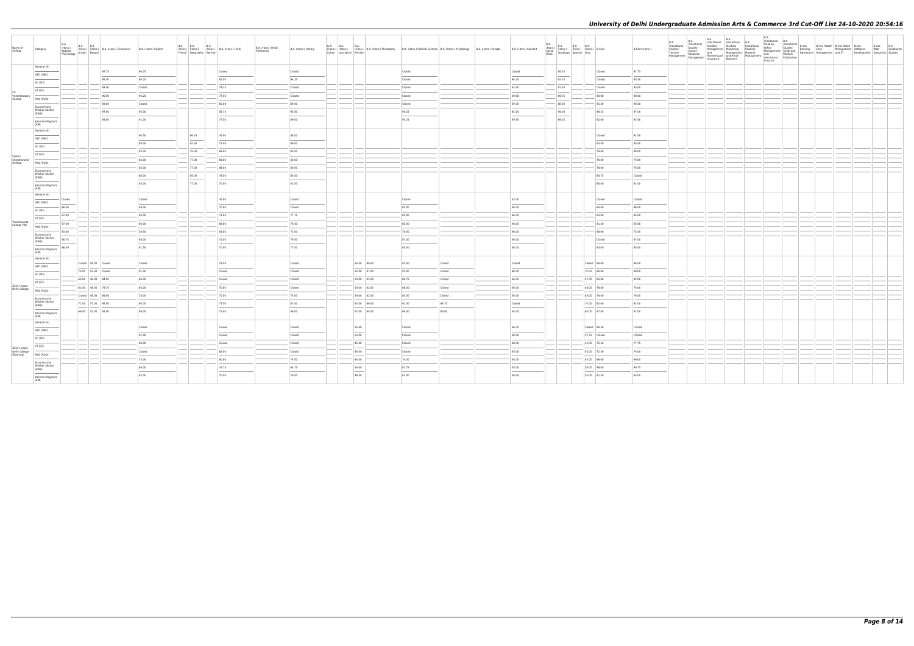# University of Delhi Undergraduate Admission Arts & Commerce 3rd Cut-Off List 24-10-2020 20:54:16

| Name of College | Category | B.A. (Hons.) Applied Psychology | B.A. (Hons.) Arabic | B.A. (Hons.) Bengali | B.A. (Hons.) Economics | B.A. (Hons.) English | B.A. (Hons.) French | B.A. (Hons.) Geography | B.A. (Hons.) German | B.A. (Hons.) Hindi | B.A. (Hons.) Hindi Patrikarita | B.A. (Hons.) History | B.A. (Hons.) Italian | B.A. (Hons.) Journalism | B.A. (Hons.) Persian | B.A. (Hons.) Philosophy | B.A. (Hons.) Political Science | B.A. (Hons.) Psychology | B.A. (Hons.) Punjabi | B.A. (Hons.) Sanskrit | B.A. (Hons.) Social Work | B.A. (Hons.) Sociology | B.A. (Hons.) Spanish | B.A. (Hons.) Urdu | B.Com | B.Com (Hons.) | B.A. (Vocational Studies) Tourism Management | B.A. (Vocational Studies) Human Resource Management | B.A. (Vocational Studies) Management and Marketing of Insurance | B.A. (Vocational Studies) Marketing Management and Retail Business | B.A. (Vocational Studies) Material Management | B.A. (Vocational Studies) Office Management and Secretarial Practice | B.A. (Vocational Studies) Small and Medium Enterprises | B.Voc Banking Operations | B.Voc Health Care Management | B.Voc Retail Management and IT | B.Voc Software Development | B.Voc Web Designing | B.A. Vocational Studies |
|---|---|---|---|---|---|---|---|---|---|---|---|---|---|---|---|---|---|---|---|---|---|---|---|---|---|---|---|---|---|---|---|---|---|---|---|---|---|---|
| Sri Venkateswara College | General (G) | | | | 97.75 | 96.75 | | | | Closed | | Closed | | | | | Closed | | | Closed | | 95.75 | | | Closed | 97.75 | | | | | | | | | | | | | |
| | OBC (OBC) | | | | 95.50 | 94.25 | | | | 82.50 | | 94.25 | | | | | Closed | | | 66.25 | | 92.75 | | | Closed | 95.50 | | | | | | | | | | | | | |
| | SC (SC) | | | | 93.00 | Closed | | | | 79.25 | | Closed | | | | | Closed | | | 63.50 | | 91.50 | | | Closed | 93.00 | | | | | | | | | | | | | |
| | ST (ST) | | | | 90.50 | 93.25 | | | | 77.50 | | Closed | | | | | Closed | | | 59.50 | | 89.75 | | | 90.00 | 90.50 | | | | | | | | | | | | | |
| | PwD (PwD) | | | | 92.00 | Closed | | | | 80.00 | | 89.00 | | | | | Closed | | | 59.00 | | 88.50 | | | 91.50 | 93.00 | | | | | | | | | | | | | |
| | Economically Weaker Section (EWS) | | | | 97.00 | 95.00 | | | | 83.75 | | 95.50 | | | | | 96.25 | | | 65.25 | | 94.00 | | | 96.25 | 97.00 | | | | | | | | | | | | | |
| | Kashmiri Migrants (KM) | | | | 93.00 | 91.00 | | | | 77.50 | | 89.00 | | | | | 93.25 | | | 59.50 | | 89.25 | | | 92.00 | 92.50 | | | | | | | | | | | | | |
| Swami Shardhanand College | General (G) | | | | | 93.50 | | 86.75 | | 76.00 | | 88.00 | | | | | | | | | | | | | Closed | 92.50 | | | | | | | | | | | | | |
| | OBC (OBC) | | | | | 88.00 | | 82.50 | | 72.00 | | 86.00 | | | | | | | | | | | | | 93.00 | 85.50 | | | | | | | | | | | | | |
| | SC (SC) | | | | | 83.00 | | 78.00 | | 68.00 | | 83.00 | | | | | | | | | | | | | 79.00 | 80.00 | | | | | | | | | | | | | |
| | ST (ST) | | | | | 83.00 | | 77.00 | | 68.00 | | 83.00 | | | | | | | | | | | | | 78.00 | 75.00 | | | | | | | | | | | | | |
| | PwD (PwD) | | | | | 83.00 | | 77.00 | | 68.00 | | 80.00 | | | | | | | | | | | | | 78.00 | 75.00 | | | | | | | | | | | | | |
| | Economically Weaker Section (EWS) | | | | | 98.00 | | 85.00 | | 74.00 | | 85.00 | | | | | | | | | | | | | 85.75 | Closed | | | | | | | | | | | | | |
| | Kashmiri Migrants (KM) | | | | | 83.00 | | 77.00 | | 70.00 | | 81.00 | | | | | | | | | | | | | 80.00 | 81.00 | | | | | | | | | | | | | |
| Vivekananda College (W) | General (G) | Closed | | | | Closed | | | | 76.00 | | Closed | | | | | Closed | | | 53.00 | | | | | Closed | Closed | | | | | | | | | | | | | |
| | OBC (OBC) | 88.50 | | | | 84.00 | | | | 70.00 | | Closed | | | | | 85.00 | | | 48.00 | | | | | 84.00 | 86.00 | | | | | | | | | | | | | |
| | SC (SC) | 87.00 | | | | 83.00 | | | | 71.00 | | 77.75 | | | | | 85.00 | | | 46.00 | | | | | 83.00 | 85.00 | | | | | | | | | | | | | |
| | ST (ST) | 87.00 | | | | 80.00 | | | | 68.00 | | 76.50 | | | | | 85.00 | | | 46.00 | | | | | 81.50 | 83.00 | | | | | | | | | | | | | |
| | PwD (PwD) | 83.00 | | | | 58.50 | | | | 63.00 | | 72.00 | | | | | 78.00 | | | 46.00 | | | | | 68.00 | 72.00 | | | | | | | | | | | | | |
| | Economically Weaker Section (EWS) | 90.75 | | | | 88.00 | | | | 71.00 | | 79.50 | | | | | 87.00 | | | 48.00 | | | | | Closed | 87.00 | | | | | | | | | | | | | |
| | Kashmiri Migrants (KM) | 88.00 | | | | 81.50 | | | | 70.00 | | 77.00 | | | | | 85.00 | | | 48.00 | | | | | 83.00 | 85.00 | | | | | | | | | | | | | |
| Zakir Husain Delhi College | General (G) | | Closed | 56.00 | Closed | Closed | | | | 79.50 | | Closed | | | 64.50 | 90.00 | 93.00 | Closed | | Closed | | | | Closed | 94.00 | 94.00 | | | | | | | | | | | | | |
| | OBC (OBC) | | 70.00 | 52.00 | Closed | 91.00 | | | | Closed | | Closed | | | 62.00 | 87.00 | 91.00 | Closed | | 60.00 | | | | 70.00 | 90.00 | 89.00 | | | | | | | | | | | | | |
| | SC (SC) | | 60.00 | 48.00 | 94.50 | 86.00 | | | | Closed | | Closed | | | 54.00 | 82.00 | 89.75 | Closed | | 56.00 | | | | 47.00 | 82.00 | 82.00 | | | | | | | | | | | | | |
| | ST (ST) | | 61.00 | 46.00 | 79.75 | 84.00 | | | | 70.00 | | Closed | | | 54.00 | 82.00 | 88.00 | Closed | | 50.00 | | | | 48.00 | 76.00 | 75.00 | | | | | | | | | | | | | |
| | PwD (PwD) | | Closed | 48.00 | 85.00 | 78.00 | | | | 70.00 | | 75.00 | | | 54.00 | 82.00 | 85.00 | Closed | | 50.00 | | | | 48.00 | 74.00 | 74.00 | | | | | | | | | | | | | |
| | Economically Weaker Section (EWS) | | 71.00 | 57.00 | 92.00 | 90.00 | | | | 77.50 | | 87.00 | | | 62.00 | 89.00 | 92.00 | 94.75 | | Closed | | | | 70.00 | 92.00 | 92.00 | | | | | | | | | | | | | |
| | Kashmiri Migrants (KM) | | 69.00 | 52.00 | 93.00 | 89.00 | | | | 71.00 | | 86.00 | | | 57.00 | 84.00 | 86.00 | 90.00 | | 58.00 | | | | 65.00 | 87.00 | 87.00 | | | | | | | | | | | | | |
| Zakir Husain Delhi College (Evening) | General (G) | | | | | Closed | | | | Closed | | Closed | | | 55.00 | | Closed | | | 56.00 | | | | Closed | 90.50 | Closed | | | | | | | | | | | | | |
| | OBC (OBC) | | | | | 87.00 | | | | Closed | | Closed | | | 53.00 | | Closed | | | 50.00 | | | | 57.75 | Closed | Closed | | | | | | | | | | | | | |
| | SC (SC) | | | | | 84.00 | | | | Closed | | Closed | | | 45.00 | | Closed | | | 48.00 | | | | 45.00 | 75.50 | 77.75 | | | | | | | | | | | | | |
| | ST (ST) | | | | | Closed | | | | 62.00 | | Closed | | | 45.00 | | Closed | | | 45.00 | | | | 45.00 | 72.50 | 74.00 | | | | | | | | | | | | | |
| | PwD (PwD) | | | | | 75.00 | | | | 60.00 | | 74.00 | | | 45.00 | | 74.00 | | | 45.00 | | | | 45.00 | 66.00 | 69.00 | | | | | | | | | | | | | |
| | Economically Weaker Section (EWS) | | | | | 89.00 | | | | 76.75 | | 84.75 | | | 54.00 | | 87.75 | | | 55.00 | | | | 58.00 | 88.00 | 89.75 | | | | | | | | | | | | | |
| | Kashmiri Migrants (KM) | | | | | 82.00 | | | | 70.00 | | 78.00 | | | 49.50 | | 81.00 | | | 50.50 | | | | 55.00 | 81.50 | 83.00 | | | | | | | | | | | | | |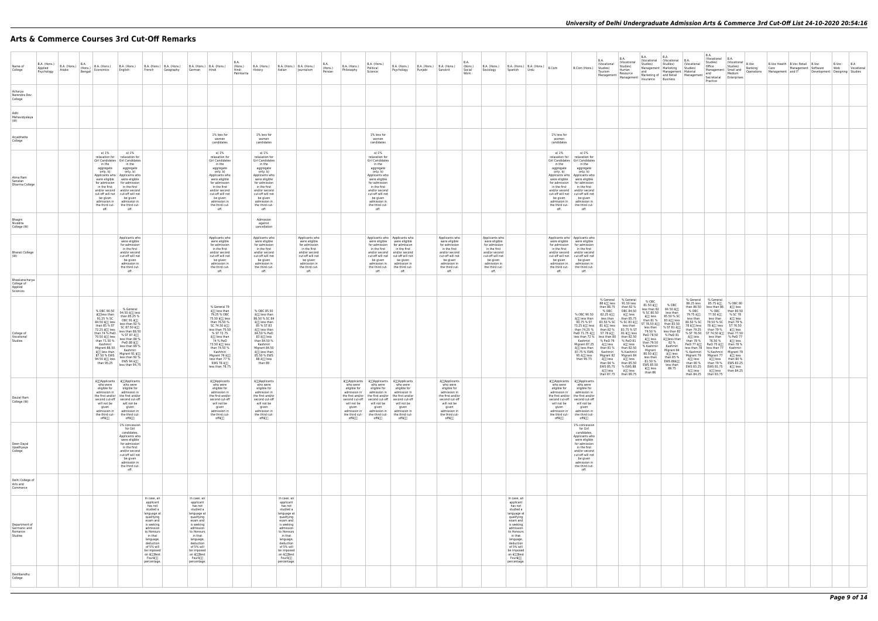# Arts & Commerce Courses 3rd Cut-Off Remarks

| Name of College | B.A. (Hons.) Applied Psychology | B.A. (Hons.) Arabic | B.A. (Hons.) Bengali | B.A. (Hons.) Economics | B.A. (Hons.) English | B.A. (Hons.) French | B.A. (Hons.) Geography | B.A. (Hons.) German | B.A. (Hons.) Hindi | B.A. (Hons.) Hindi Patrikarita | B.A. (Hons.) History | B.A. (Hons.) Italian | B.A. (Hons.) Journalism | B.A. (Hons.) Persian | B.A. (Hons.) Philosophy | B.A. (Hons.) Political Science | B.A. (Hons.) Psychology | B.A. (Hons.) Punjabi | B.A. (Hons.) Sanskrit | B.A. (Hons.) Social Work | B.A. (Hons.) Sociology | B.A. (Hons.) Spanish | B.A. (Hons.) Urdu | B.Com | B.Com (Hons.) | B.A. (Vocational Studies) Tourism Management | B.A. (Vocational Studies) Human Resource Management | B.A. (Vocational Studies) Management and Marketing of Insurance | B.A. (Vocational Studies) Marketing Management and Retail Business | B.A. (Vocational Studies) Material Management | B.A. (Vocational Studies) Office Management and Secretarial Practice | B.A. (Vocational Studies) Small and Medium Enterprises | B.Voc Banking Operations | B.Voc Health Care Management | B.Voc Retail Management and IT | B.Voc Software Development | B.Voc Web Designing | B.A Vocational Studies |
|---|---|---|---|---|---|---|---|---|---|---|---|---|---|---|---|---|---|---|---|---|---|---|---|---|---|---|---|---|---|---|---|---|---|---|---|---|---|---|
| Acharya Narendra Dev College | | | | | | | | | | | | | | | | | | | | | | | | | | | | | | | | | | | | | | |
| Aditi Mahavidyalaya (W) | | | | | | | | | | | | | | | | | | | | | | | | | | | | | | | | | | | | | | |
| Aryabhatta College | | | | | | | | | 1% less for women candidates | | 1% less for women candidates | | | | | 1% less for women candidates | | | | | | | | 1% less for women candidates | | | | | | | | | | | | | | |
| Atma Ram Sanatan Dharma College | | | | a) 1% relaxation for Girl Candidates in the aggregate only. b) Applicants who were eligible for admission in the first and/or second cut-off will not be given admission in the third cut-off. | a) 1% relaxation for Girl Candidates in the aggregate only. b) Applicants who were eligible for admission in the first and/or second cut-off will not be given admission in the third cut-off. | | | | a) 1% relaxation for Girl Candidates in the aggregate only. b) Applicants who were eligible for admission in the first and/or second cut-off will not be given admission in the third cut-off. | | a) 1% relaxation for Girl Candidates in the aggregate only. b) Applicants who were eligible for admission in the first and/or second cut-off will not be given admission in the third cut-off. | | | | | a) 1% relaxation for Girl Candidates in the aggregate only. b) Applicants who were eligible for admission in the first and/or second cut-off will not be given admission in the third cut-off. | | | | | | | | a) 1% relaxation for Girl Candidates in the aggregate only. b) Applicants who were eligible for admission in the first and/or second cut-off will not be given admission in the third cut-off. | a) 1% relaxation for Girl Candidates in the aggregate only. b) Applicants who were eligible for admission in the first and/or second cut-off will not be given admission in the third cut-off. | | | | | | | | | | | | | |
| Bhagini Nivedita College (W) | | | | | | | | | | | Admission against cancellation | | | | | | | | | | | | | | | | | | | | | | | | | | | |
| Bharati College (W) | | | | | Applicants who were eligible for admission in the first and/or second cut-off will not be given admission in the third cut-off. | | | | Applicants who were eligible for admission in the first and/or second cut-off will not be given admission in the third cut-off. | | Applicants who were eligible for admission in the first and/or second cut-off will not be given admission in the third cut-off. | | Applicants who were eligible for admission in the first and/or second cut-off will not be given admission in the third cut-off. | | | Applicants who were eligible for admission in the first and/or second cut-off will not be given admission in the third cut-off. | Applicants who were eligible for admission in the first and/or second cut-off will not be given admission in the third cut-off. | | Applicants who were eligible for admission in the first and/or second cut-off will not be given admission in the third cut-off. | | Applicants who were eligible for admission in the first and/or second cut-off will not be given admission in the third cut-off. | | | Applicants who were eligible for admission in the first and/or second cut-off will not be given admission in the third cut-off. | Applicants who were eligible for admission in the first and/or second cut-off will not be given admission in the third cut-off. | | | | | | | | | | | | | |
| Bhaskaracharya College of Applied Sciences | | | | | | | | | | | | | | | | | | | | | | | | | | | | | | | | | | | | | | |
| College of Vocational Studies | | | | % OBC 90.50 â less than 91.25 % SC 84.50 â less than 85 % ST 72.25 â less than 74 % PwD 70.50 â less than 71.50 % Kashmiri Migrant 86.50 â less than 87.50 % EWS 94.50 â less than 95.25 | % General 94.50 â less than 95.25 % OBC 91 â less than 92 % SC 87.50 â less than 88.50 % ST 87 â less than 88 % PwD 88 â less than 89 % Kashmiri Migrant 91 â less than 92 % EWS 94 â less than 94.75 | | | | % General 79 â less than 79.25 % OBC 75.50 â less than 76.50 % SC 74.50 â less than 75.50 % ST 72.75 â less than 74 % PwD 73.50 â less than 74.50 % Kashmiri Migrant 76.00 â less than 77 % EWS 78 â less than 78.75 | | % OBC 85.50 â less than 86.50 % SC 84 â less than 85 % ST 83 â less than 84.50 % PwD 83 â less than 84.50 % Kashmiri Migrant 84.50 â less than 85.50 % EWS 88 â less than 89 | | | | | | | | | | | | | | % OBC 90.50 â less than 90.75 % ST 73.25 â less than 74.25 % PwD 71.75 â less than 72 % Kashmiri Migrant 87.25 â less than 87.75 % EWS 95 â less than 95.75 | % General 88 â less than 88.75 % OBC 82.25 â less than 83.50 % SC 81 â less than 82 % ST 78 â less than 80 % PwD 79 â less than 81 % Kashmiri Migrant 82 â less than 84 % EWS 85.75 â less than 87.75 | % General 91.50 less than 92 % OBC 84.50 â less than 85.75 % SC 83 â less than 83.75 % ST 81 â less than 82.50 % PwD 81 â less than 82.50 % Kashmiri Migrant 84 â less than 85.50 % EWS 88 â less than 89.75 | % OBC 81.50 â less than 82 % SC 80.50 â less than 81 % ST 78.50 â less than 79.50 % PwD 78.50 â less than 79.50 % Kashmiri Migrant 80.50 â less than 81.50 % EWS 85.50 â less than 86 | % OBC 84.50 â less than 85.50 % SC 83 â less than 83.50 % ST 81 â less than 82 % PwD 81 â less than 82 % Kashmiri Migrant 84 â less than 85 % EWS 88â less than 88.75 | % General 86.25 less than 86.50 % OBC 79.75 â less than 80.50 % SC 78 â less than 79.25 % ST 76.50 â less than 78 % PwD 77 â less than 78 % Kashmiri Migrant 79 â less than 80 % EWS 83.25 â less than 84.25 | % General 85.75 â less than 86 % OBC 77.50 â less than 79.50 % SC 78 â less than 79 % ST 74.50 â less than 76.50 % PwD 75 â less than 77 % Kashmiri Migrant 77 â less than 79 % EWS 81.75 â less than 83.75 | % OBC 80 â less than 80.50 % SC 78 â less than 79 % ST 76.50 â less than 77.50 % PwD 77 â less than 78 % Kashmiri Migrant 79 â less than 80 % EWS 83.25 â less than 84.25 | | | | | | |
| Daulat Ram College (W) | | | | âApplicants who were eligible for admission in the first and/or second cut-off will not be given admission in the third cut-offâ | âApplicants who were eligible for admission in the first and/or second cut-off will not be given admission in the third cut-offâ | | | | âApplicants who were eligible for admission in the first and/or second cut-off will not be given admission in the third cut-offâ | | âApplicants who were eligible for admission in the first and/or second cut-off will not be given admission in the third cut-offâ | | | | âApplicants who were eligible for admission in the first and/or second cut-off will not be given admission in the third cut-offâ | âApplicants who were eligible for admission in the first and/or second cut-off will not be given admission in the third cut-offâ | âApplicants who were eligible for admission in the first and/or second cut-off will not be given admission in the third cut-offâ | | âApplicants who were eligible for admission in the first and/or second cut-off will not be given admission in the third cut-offâ | | | | | âApplicants who were eligible for admission in the first and/or second cut-off will not be given admission in the third cut-offâ | âApplicants who were eligible for admission in the first and/or second cut-off will not be given admission in the third cut-offâ | | | | | | | | | | | | | |
| Deen Dayal Upadhyaya College | | | | | 1% concession for Girl candidates. Applicants who were eligible for admission in the first and/or second cut-off will not be given admission in the third cut-off. | | | | | | | | | | | | | | | | | | | | 1% concession for Girl candidates. Applicants who were eligible for admission in the first and/or second cut-off will not be given admission in the third cut-off. | | | | | | | | | | | | | |
| Delhi College of Arts and Commerce | | | | | | | | | | | | | | | | | | | | | | | | | | | | | | | | | | | | | | |
| Department of Germanic and Romance Studies | | | | | | In case, an applicant has not studied a language at qualifying exam and is seeking admission to Honours in that language, deduction of 5% will be imposed on âBest Fourâ percentage. | | In case, an applicant has not studied a language at qualifying exam and is seeking admission to Honours in that language, deduction of 5% will be imposed on âBest Fourâ percentage. | | | | In case, an applicant has not studied a language at qualifying exam and is seeking admission to Honours in that language, deduction of 5% will be imposed on âBest Fourâ percentage. | | | | | | | | | | In case, an applicant has not studied a language at qualifying exam and is seeking admission to Honours in that language, deduction of 5% will be imposed on âBest Fourâ percentage. | | | | | | | | | | | | | | | | |
| Deshbandhu College | | | | | | | | | | | | | | | | | | | | | | | | | | | | | | | | | | | | | | |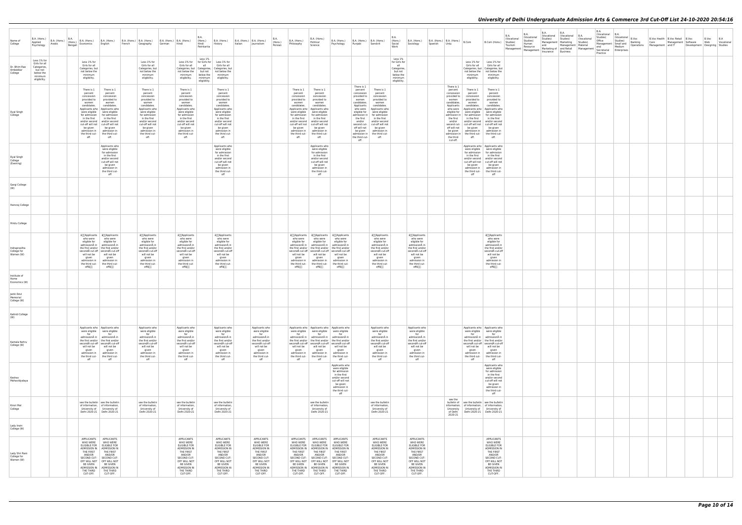| Name of College | B.A. (Hons.) Applied Psychology | B.A. (Hons.) Arabic | B.A. (Hons.) Bengali | B.A. (Hons.) Economics | B.A. (Hons.) English | B.A. (Hons.) French | B.A. (Hons.) Geography | B.A. (Hons.) German | B.A. (Hons.) Hindi | B.A. (Hons.) Hindi Patrkarita | B.A. (Hons.) History | B.A. (Hons.) Italian | B.A. (Hons.) Journalism | B.A. (Hons.) Persian | B.A. (Hons.) Philosophy | B.A. (Hons.) Political Science | B.A. (Hons.) Psychology | B.A. (Hons.) Punjabi | B.A. (Hons.) Sanskrit | B.A. (Hons.) Social Work | B.A. (Hons.) Sociology | B.A. (Hons.) Spanish | B.A. (Hons.) Urdu | B.Com | B.Com (Hons.) | B.A. (Vocational Studies) Tourism Management | B.A. (Vocational Studies) Human Resource Management | B.A. (Vocational Studies) Management and Marketing of Insurance | B.A. (Vocational Studies) Marketing Management and Retail Business | B.A. (Vocational Studies) Material Management | B.A. (Vocational Studies) Office Management and Secretarial Practice | B.A. (Vocational Studies) Small and Medium Enterprises | B.Voc Banking Operations | B.Voc Health Care Management | B.Voc Retail Management and IT | B.Voc Software Development | B.Voc Web Designing | B.A Vocational Studies |
|---|---|---|---|---|---|---|---|---|---|---|---|---|---|---|---|---|---|---|---|---|---|---|---|---|---|---|---|---|---|---|---|---|---|---|---|---|---|---|
| Dr. Bhim Rao Ambedkar College | Less 1% for Girls for all Categories, but not below the minimum eligibility. | | | Less 1% for Girls for all Categories, but not below the minimum eligibility. | | | Less 1% for Girls for all Categories, but not below the minimum eligibility. | | Less 1% for Girls for all Categories, but not below the minimum eligibility. | Less 1% for Girls for all Categories, but not below the minimum eligibility. | Less 1% for Girls for all Categories, but not below the minimum eligibility. | | | | | | | | | Less 1% for Girls for all Categories, but not below the minimum eligibility. | | | | Less 1% for Girls for all Categories, but not below the minimum eligibility. | Less 1% for Girls for all Categories, but not below the minimum eligibility. | | | | | | | | | | | | | |
| Dyal Singh College | | | | There is 1 percent concession provided to women candidates. Applicants who were eligible for admission in the first and/or second cut-off will not be given admission in the third cut-off. | There is 1 percent concession provided to women candidates. Applicants who were eligible for admission in the first and/or second cut-off will not be given admission in the third cut-off. | | There is 1 percent concession provided to women candidates. Applicants who were eligible for admission in the first and/or second cut-off will not be given admission in the third cut-off. | | There is 1 percent concession provided to women candidates. Applicants who were eligible for admission in the first and/or second cut-off will not be given admission in the third cut-off. | | There is 1 percent concession provided to women candidates. Applicants who were eligible for admission in the first and/or second cut-off will not be given admission in the third cut-off. | | | | There is 1 percent concession provided to women candidates. Applicants who were eligible for admission in the first and/or second cut-off will not be given admission in the third cut-off. | There is 1 percent concession provided to women candidates. Applicants who were eligible for admission in the first and/or second cut-off will not be given admission in the third cut-off. | | There is 1 percent concession provided to women candidates. Applicants who were eligible for admission in the first and/or second cut-off will not be given admission in the third cut-off. | There is 1 percent concession provided to women candidates. Applicants who were eligible for admission in the first and/or second cut-off will not be given admission in the third cut-off. | | | | There is 1 percent concession provided to women candidates. Applicants who were eligible for admission in the first and/or second cut-off will not be given admission in the third cut-off. | There is 1 percent concession provided to women candidates. Applicants who were eligible for admission in the first and/or second cut-off will not be given admission in the third cut-off. | There is 1 percent concession provided to women candidates. Applicants who were eligible for admission in the first and/or second cut-off will not be given admission in the third cut-off. | | | | | | | | | | | | | |
| Dyal Singh College (Evening) | | | | | Applicants who were eligible for admission in the first and/or second cut-off will not be given admission in the third cut-off | | | | | | Applicants who were eligible for admission in the first and/or second cut-off will not be given admission in the third cut-off | | | | | Applicants who were eligible for admission in the first and/or second cut-off will not be given admission in the third cut-off | | | | | | | | Applicants who were eligible for admission in the first and/or second cut-off will not be given admission in the third cut-off | Applicants who were eligible for admission in the first and/or second cut-off will not be given admission in the third cut-off | | | | | | | | | | | | | |
| Gargi College (W) | | | | | | | | | | | | | | | | | | | | | | | | | | | | | | | | | | | | | | |
| Hansraj College | | | | | | | | | | | | | | | | | | | | | | | | | | | | | | | | | | | | | | |
| Hindu College | | | | | | | | | | | | | | | | | | | | | | | | | | | | | | | | | | | | | | |
| Indraprastha College for Women (W) | | | | â€Applicants who were eligible for admissionÂ in the first and/or secondÂ cut-off will not be given admission in the third cut-offâ€ | â€Applicants who were eligible for admissionÂ in the first and/or secondÂ cut-off will not be given admission in the third cut-offâ€ | | â€Applicants who were eligible for admissionÂ in the first and/or secondÂ cut-off will not be given admission in the third cut-offâ€ | | â€Applicants who were eligible for admissionÂ in the first and/or secondÂ cut-off will not be given admission in the third cut-offâ€ | | â€Applicants who were eligible for admissionÂ in the first and/or secondÂ cut-off will not be given admission in the third cut-offâ€ | | | | â€Applicants who were eligible for admissionÂ in the first and/or secondÂ cut-off will not be given admission in the third cut-offâ€ | â€Applicants who were eligible for admissionÂ in the first and/or secondÂ cut-off will not be given admission in the third cut-offâ€ | â€Applicants who were eligible for admissionÂ in the first and/or secondÂ cut-off will not be given admission in the third cut-offâ€ | | â€Applicants who were eligible for admissionÂ in the first and/or secondÂ cut-off will not be given admission in the third cut-offâ€ | | â€Applicants who were eligible for admissionÂ in the first and/or secondÂ cut-off will not be given admission in the third cut-offâ€ | | | | â€Applicants who were eligible for admissionÂ in the first and/or secondÂ cut-off will not be given admission in the third cut-offâ€ | | | | | | | | | | | | | |
| Institute of Home Economics (W) | | | | | | | | | | | | | | | | | | | | | | | | | | | | | | | | | | | | | | |
| Janki Devi Memorial College (W) | | | | | | | | | | | | | | | | | | | | | | | | | | | | | | | | | | | | | | |
| Kalindi College (W) | | | | | | | | | | | | | | | | | | | | | | | | | | | | | | | | | | | | | | |
| Kamala Nehru College (W) | | | | Applicants who were eligible for admissionÂ in the first and/or secondÂ cut-off will not be given admission in the third cut-off | Applicants who were eligible for admissionÂ in the first and/or secondÂ cut-off will not be given admission in the third cut-off | | Applicants who were eligible for admissionÂ in the first and/or secondÂ cut-off will not be given admission in the third cut-off | | Applicants who were eligible for admissionÂ in the first and/or secondÂ cut-off will not be given admission in the third cut-off | | Applicants who were eligible for admissionÂ in the first and/or secondÂ cut-off will not be given admission in the third cut-off | | Applicants who were eligible for admissionÂ in the first and/or secondÂ cut-off will not be given admission in the third cut-off | | Applicants who were eligible for admissionÂ in the first and/or secondÂ cut-off will not be given admission in the third cut-off | Applicants who were eligible for admissionÂ in the first and/or secondÂ cut-off will not be given admission in the third cut-off | Applicants who were eligible for admissionÂ in the first and/or secondÂ cut-off will not be given admission in the third cut-off | | Applicants who were eligible for admissionÂ in the first and/or secondÂ cut-off will not be given admission in the third cut-off | | Applicants who were eligible for admissionÂ in the first and/or secondÂ cut-off will not be given admission in the third cut-off | | | Applicants who were eligible for admissionÂ in the first and/or secondÂ cut-off will not be given admission in the third cut-off | Applicants who were eligible for admissionÂ in the first and/or secondÂ cut-off will not be given admission in the third cut-off | | | | | | | | | | | | | |
| Keshav Mahavidyalaya | | | | | | | | | | | | | | | | | Applicants who were eligible for admission in the first and/or second cut-off will not be given admission in the third cut-off | | | | | | | | Applicants who were eligible for admission in the first and/or second cut-off will not be given admission in the third cut-off | | | | | | | | | | | | | |
| Kirori Mal College | | | | see the bulletin of information, University of Delhi 2020-21 | see the bulletin of information, University of Delhi 2020-21 | | see the bulletin of information, University of Delhi 2020-21 | | see the bulletin of information, University of Delhi 2020-21 | | see the bulletin of information, University of Delhi 2020-21 | | | | | see the bulletin of information, University of Delhi 2020-21 | | | see the bulletin of information, University of Delhi 2020-21 | | | | see the bulletin of information, University of Delhi 2020-21 | see the bulletin of information, University of Delhi 2020-21 | see the bulletin of information, University of Delhi 2020-21 | | | | | | | | | | | | | |
| Lady Irwin College (W) | | | | | | | | | | | | | | | | | | | | | | | | | | | | | | | | | | | | | | |
| Lady Shri Ram College for Women (W) | | | | APPLICANTS WHO WERE ELIGIBLE FOR ADMISSION IN THE FIRST AND/OR SECOND CUT-OFF WILL NOT BE GIVEN ADMISSION IN THE THIRD CUT-OFF. | APPLICANTS WHO WERE ELIGIBLE FOR ADMISSION IN THE FIRST AND/OR SECOND CUT-OFF WILL NOT BE GIVEN ADMISSION IN THE THIRD CUT-OFF. | | | | APPLICANTS WHO WERE ELIGIBLE FOR ADMISSION IN THE FIRST AND/OR SECOND CUT-OFF WILL NOT BE GIVEN ADMISSION IN THE THIRD CUT-OFF. | | APPLICANTS WHO WERE ELIGIBLE FOR ADMISSION IN THE FIRST AND/OR SECOND CUT-OFF WILL NOT BE GIVEN ADMISSION IN THE THIRD CUT-OFF. | | APPLICANTS WHO WERE ELIGIBLE FOR ADMISSION IN THE FIRST AND/OR SECOND CUT-OFF WILL NOT BE GIVEN ADMISSION IN THE THIRD CUT-OFF. | | APPLICANTS WHO WERE ELIGIBLE FOR ADMISSION IN THE FIRST AND/OR SECOND CUT-OFF WILL NOT BE GIVEN ADMISSION IN THE THIRD CUT-OFF. | APPLICANTS WHO WERE ELIGIBLE FOR ADMISSION IN THE FIRST AND/OR SECOND CUT-OFF WILL NOT BE GIVEN ADMISSION IN THE THIRD CUT-OFF. | APPLICANTS WHO WERE ELIGIBLE FOR ADMISSION IN THE FIRST AND/OR SECOND CUT-OFF WILL NOT BE GIVEN ADMISSION IN THE THIRD CUT-OFF. | | APPLICANTS WHO WERE ELIGIBLE FOR ADMISSION IN THE FIRST AND/OR SECOND CUT-OFF WILL NOT BE GIVEN ADMISSION IN THE THIRD CUT-OFF. | | APPLICANTS WHO WERE ELIGIBLE FOR ADMISSION IN THE FIRST AND/OR SECOND CUT-OFF WILL NOT BE GIVEN ADMISSION IN THE THIRD CUT-OFF. | | | | APPLICANTS WHO WERE ELIGIBLE FOR ADMISSION IN THE FIRST AND/OR SECOND CUT-OFF WILL NOT BE GIVEN ADMISSION IN THE THIRD CUT-OFF. | | | | | | | | | | | | | |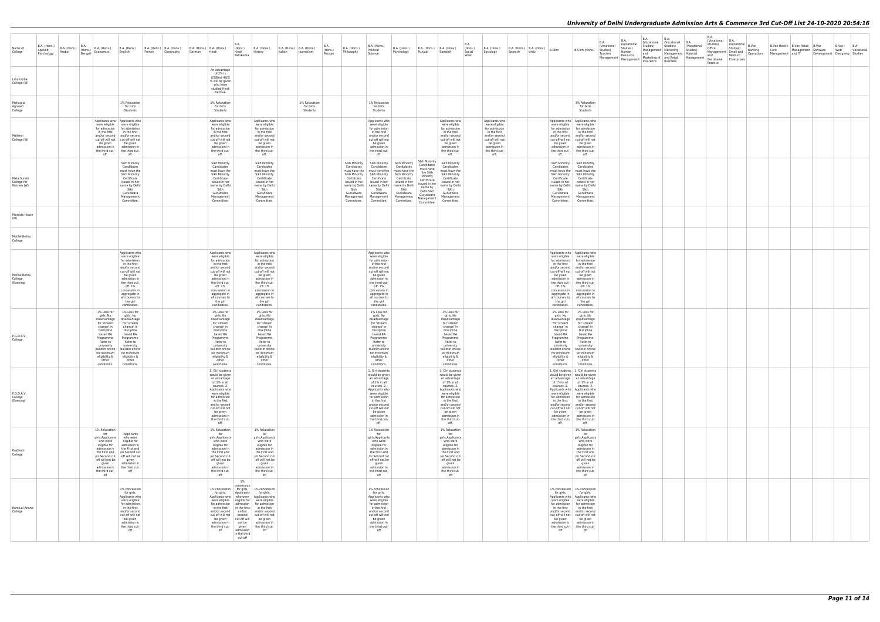| Name of College | B.A. (Hons.) Applied Psychology | B.A. (Hons.) Arabic | B.A. (Hons.) Bengali | B.A. (Hons.) Economics | B.A. (Hons.) English | B.A. (Hons.) French | B.A. (Hons.) Geography | B.A. (Hons.) German | B.A. (Hons.) Hindi | B.A. (Hons.) Hindi Patrikarita | B.A. (Hons.) History | B.A. (Hons.) Italian | B.A. (Hons.) Journalism | B.A. (Hons.) Persian | B.A. (Hons.) Philosophy | B.A. (Hons.) Political Science | B.A. (Hons.) Psychology | B.A. (Hons.) Punjabi | B.A. (Hons.) Sanskrit | B.A. (Hons.) Social Work | B.A. (Hons.) Sociology | B.A. (Hons.) Spanish | B.A. (Hons.) Urdu | B.Com | B.Com (Hons.) | B.A. (Vocational Studies) Tourism Management | B.A. (Vocational Studies) Human Resource Management | B.A. (Vocational Studies) Management and Marketing of Insurance | B.A. (Vocational Studies) Marketing Management and Retail Business | B.A. (Vocational Studies) Material Management | B.A. (Vocational Studies) Office Management and Secretarial Practice | B.A. (Vocational Studies) Small and Medium Enterprises | B.Voc Banking Operations | B.Voc Health Care Management | B.Voc Retail Management and IT | B.Voc Software Development | B.Voc Web Designing | B.A Vocational Studies |
|---|---|---|---|---|---|---|---|---|---|---|---|---|---|---|---|---|---|---|---|---|---|---|---|---|---|---|---|---|---|---|---|---|---|---|---|---|---|---|
| Lakshmibai College (W) | | | | | | | | | An advantage of 2% in â€˜Best 4â€™ % will be given who have studied Hindi Elective. | | | | | | | | | | | | | | | | | | | | | | | | | | | | | |
| Maharaja Agrasen College | | | | | 1% Relaxation for Girls Students | | | | 1% Relaxation for Girls Students | | | | 1% Relaxation for Girls Students | | | 1% Relaxation for Girls Students | | | | | | | | | 1% Relaxation for Girls Students | | | | | | | | | | | | | |
| Maitreyi College (W) | | | | Applicants who were eligible for admission in the first and/or second cut-off will not be given admission in the third cut-off. | Applicants who were eligible for admission in the first and/or second cut-off will not be given admission in the third cut-off. | | | | Applicants who were eligible for admission in the first and/or second cut-off will not be given admission in the third cut-off. | | Applicants who were eligible for admission in the first and/or second cut-off will not be given admission in the third cut-off. | | | | | Applicants who were eligible for admission in the first and/or second cut-off will not be given admission in the third cut-off. | | | Applicants who were eligible for admission in the first and/or second cut-off will not be given admission in the third cut-off. | | Applicants who were eligible for admission in the first and/or second cut-off will not be given admission in the third cut-off. | | | Applicants who were eligible for admission in the first and/or second cut-off will not be given admission in the third cut-off. | Applicants who were eligible for admission in the first and/or second cut-off will not be given admission in the third cut-off. | | | | | | | | | | | | | |
| Mata Sundri College for Women (W) | | | | | Sikh Minority Candidates must have the Sikh Minority Certificate issued in her name by Delhi Sikh Gurudwara Management Committee. | | | | Sikh Minority Candidates must have the Sikh Minority Certificate issued in her name by Delhi Sikh Gurudwara Management Committee. | | Sikh Minority Candidates must have the Sikh Minority Certificate issued in her name by Delhi Sikh Gurudwara Management Committee. | | | | Sikh Minority Candidates must have the Sikh Minority Certificate issued in her name by Delhi Sikh Gurudwara Management Committee. | Sikh Minority Candidates must have the Sikh Minority Certificate issued in her name by Delhi Sikh Gurudwara Management Committee. | Sikh Minority Candidates must have the Sikh Minority Certificate issued in her name by Delhi Sikh Gurudwara Management Committee. | Sikh Minority Candidates must have the Sikh Minority Certificate issued in her name by Delhi Sikh Gurudwara Management Committee. | Sikh Minority Candidates must have the Sikh Minority Certificate issued in her name by Delhi Sikh Gurudwara Management Committee. | | | | | Sikh Minority Candidates must have the Sikh Minority Certificate issued in her name by Delhi Sikh Gurudwara Management Committee. | Sikh Minority Candidates must have the Sikh Minority Certificate issued in her name by Delhi Sikh Gurudwara Management Committee. | | | | | | | | | | | | | |
| Miranda House (W) | | | | | | | | | | | | | | | | | | | | | | | | | | | | | | | | | | | | | | |
| Motilal Nehru College | | | | | | | | | | | | | | | | | | | | | | | | | | | | | | | | | | | | | | |
| Motilal Nehru College (Evening) | | | | | Applicants who were eligible for admission in the first and/or second cut-off will not be given admission in the third cut-off. 1% concession in aggregate in all courses to the girl candidates. | | | | Applicants who were eligible for admission in the first and/or second cut-off will not be given admission in the third cut-off. 1% concession in aggregate in all courses to the girl candidates. | | Applicants who were eligible for admission in the first and/or second cut-off will not be given admission in the third cut-off. 1% concession in aggregate in all courses to the girl candidates. | | | | | Applicants who were eligible for admission in the first and/or second cut-off will not be given admission in the third cut-off. 1% concession in aggregate in all courses to the girl candidates. | | | | | | | | Applicants who were eligible for admission in the first and/or second cut-off will not be given admission in the third cut-off. 1% concession in aggregate in all courses to the girl candidates. | Applicants who were eligible for admission in the first and/or second cut-off will not be given admission in the third cut-off. 1% concession in aggregate in all courses to the girl candidates. | | | | | | | | | | | | | |
| P.G.D.A.V. College | | | | 1% Less for girls. No disadvantage for 'stream change' in Discipline based BA Programme. Refer to university bulletin online for minimum eligibility & other conditions. | 1% Less for girls. No disadvantage for 'stream change' in Discipline based BA Programme. Refer to university bulletin online for minimum eligibility & other conditions. | | | | 1% Less for girls. No disadvantage for 'stream change' in Discipline based BA Programme. Refer to university bulletin online for minimum eligibility & other conditions. | | 1% Less for girls. No disadvantage for 'stream change' in Discipline based BA Programme. Refer to university bulletin online for minimum eligibility & other conditions. | | | | | 1% Less for girls. No disadvantage for 'stream change' in Discipline based BA Programme. Refer to university bulletin online for minimum eligibility & other conditions. | | | 1% Less for girls. No disadvantage for 'stream change' in Discipline based BA Programme. Refer to university bulletin online for minimum eligibility & other conditions. | | | | | 1% Less for girls. No disadvantage for 'stream change' in Discipline based BA Programme. Refer to university bulletin online for minimum eligibility & other conditions. | 1% Less for girls. No disadvantage for 'stream change' in Discipline based BA Programme. Refer to university bulletin online for minimum eligibility & other conditions. | | | | | | | | | | | | | |
| P.G.D.A.V. College (Evening) | | | | | | | | | 1. Girl students would be given an advantage of 1% in all courses. 2. Applicants who were eligible for admission in the first and/or second cut-off will not be given admission in the third cut-off. | | | | | | | 1. Girl students would be given an advantage of 1% in all courses. 2. Applicants who were eligible for admission in the first and/or second cut-off will not be given admission in the third cut-off. | | | 1. Girl students would be given an advantage of 1% in all courses. 2. Applicants who were eligible for admission in the first and/or second cut-off will not be given admission in the third cut-off. | | | | | 1. Girl students would be given an advantage of 1% in all courses. 2. Applicants who were eligible for admission in the first and/or second cut-off will not be given admission in the third cut-off. | 1. Girl students would be given an advantage of 1% in all courses. 2. Applicants who were eligible for admission in the first and/or second cut-off will not be given admission in the third cut-off. | | | | | | | | | | | | | |
| Rajdhani College | | | | 1% Relaxation for girls.Applicants who were eligible for admission in the First and /or Second cut -off will not be given admission in the third cut-off | Applicants who were eligible for admission in the First and /or Second cut -off will not be given admission in the third cut-off | | | | 1% Relaxation for girls.Applicants who were eligible for admission in the First and /or Second cut -off will not be given admission in the third cut-off | | 1% Relaxation for girls.Applicants who were eligible for admission in the First and /or Second cut -off will not be given admission in the third cut-off | | | | | 1% Relaxation for girls.Applicants who were eligible for admission in the First and /or Second cut -off will not be given admission in the third cut-off | | | 1% Relaxation for girls.Applicants who were eligible for admission in the First and /or Second cut -off will not be given admission in the third cut-off | | | | | | 1% Relaxation for girls.Applicants who were eligible for admission in the First and /or Second cut -off will not be given admission in the third cut-off | | | | | | | | | | | | | |
| Ram Lal Anand College | | | | | 1% concession for girls, Applicants who were eligible for admission in the first and/or second cut-off will not be given admission in the third cut-off | | | | 1% concession for girls, Applicants who were eligible for admission in the first and/or second cut-off will not be given admission in the third cut-off | 1% concession for girls, Applicants who were eligible for admission in the first and/or second cut-off will not be given admission in the third cut-off | 1% concession for girls, Applicants who were eligible for admission in the first and/or second cut-off will not be given admission in the third cut-off | | | | | 1% concession for girls, Applicants who were eligible for admission in the first and/or second cut-off will not be given admission in the third cut-off | | | | | | | | 1% concession for girls, Applicants who were eligible for admission in the first and/or second cut-off will not be given admission in the third cut-off | 1% concession for girls, Applicants who were eligible for admission in the first and/or second cut-off will not be given admission in the third cut-off | | | | | | | | | | | | | |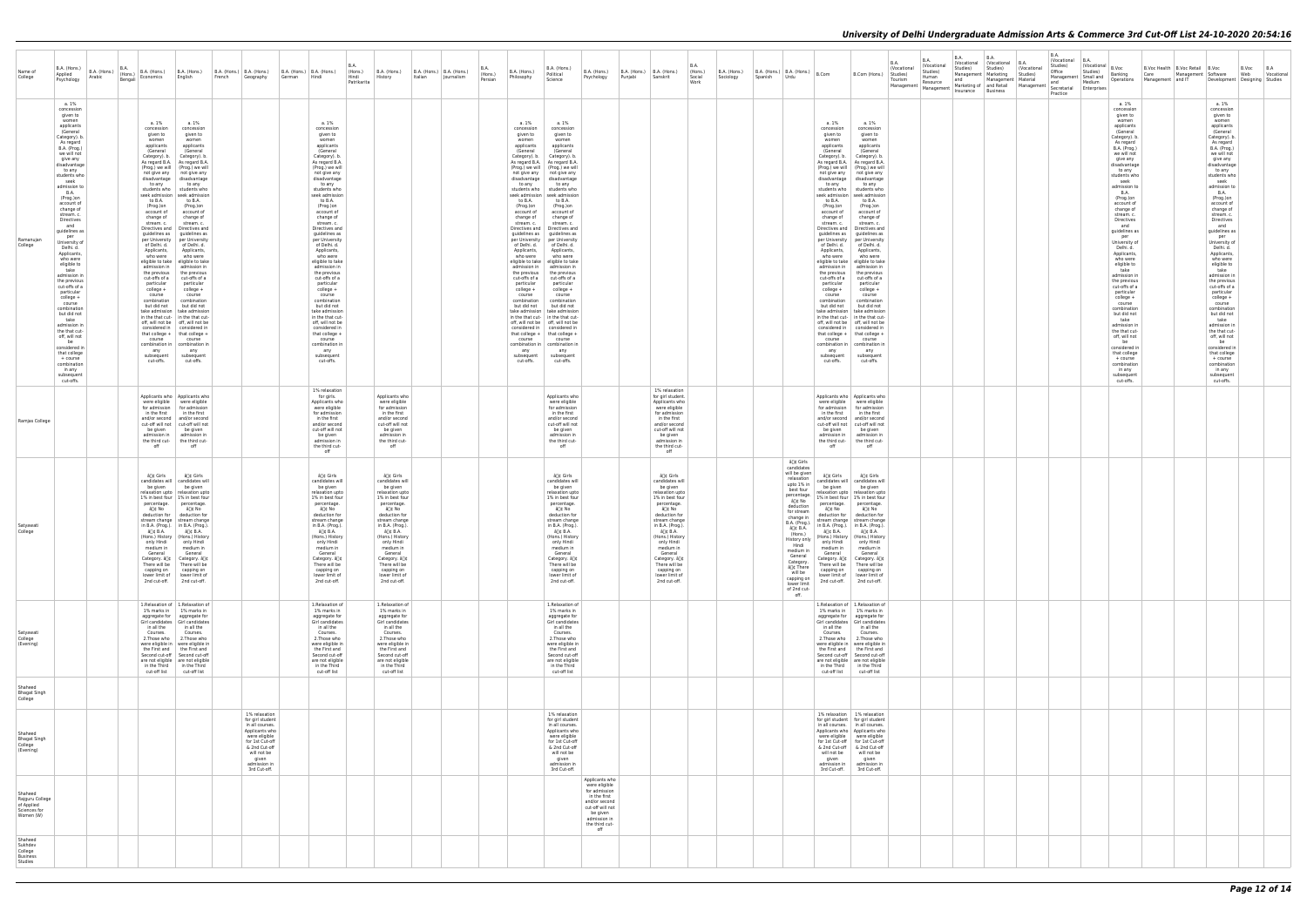# University of Delhi Undergraduate Admission Arts & Commerce 3rd Cut-Off List 24-10-2020 20:54:16

| Name of College | B.A. (Hons.) Applied Psychology | B.A. (Hons.) Arabic | B.A. (Hons.) Bengali | B.A. (Hons.) Economics | B.A. (Hons.) English | B.A. (Hons.) French | B.A. (Hons.) Geography | B.A. (Hons.) German | B.A. (Hons.) Hindi | B.A. (Hons.) Hindi Patrikarita | B.A. (Hons.) History | B.A. (Hons.) Italian | B.A. (Hons.) Journalism | B.A. (Hons.) Persian | B.A. (Hons.) Philosophy | B.A. (Hons.) Political Science | B.A. (Hons.) Psychology | B.A. (Hons.) Punjabi | B.A. (Hons.) Sanskrit | B.A. (Hons.) Social Work | B.A. (Hons.) Sociology | B.A. (Hons.) Spanish | B.A. (Hons.) Urdu | B.Com | B.Com (Hons.) | B.A. (Vocational Studies) Tourism Management | B.A. (Vocational Studies) Human Resource Management | B.A. (Vocational Studies) Management and Marketing of Insurance | B.A. (Vocational Studies) Marketing Management and Retail Business | B.A. (Vocational Studies) Material Management | B.A. (Vocational Studies) Office Management and Secretarial Practice | B.A. (Vocational Studies) Small and Medium Enterprises | B.Voc Banking Operations | B.Voc Health Care Management | B.Voc Retail Management and IT | B.Voc Software Development | B.Voc Web Designing | B.A Vocational Studies |
|---|---|---|---|---|---|---|---|---|---|---|---|---|---|---|---|---|---|---|---|---|---|---|---|---|---|---|---|---|---|---|---|---|---|---|---|---|---|---|
| Ramanujan College | a. 1% concession given to women applicants (General Category). b. As regard B.A .(Prog.) we will not give any disadvantage to any students who seek admission to B.A. (Prog.)on account of change of stream. c. Directives and guidelines as per University of Delhi. d. Applicants, who were eligible to take admission in the previous cut-offs of a particular college + course combination but did not take admission in the that cut-off, will not be considered in that college + course combination in any subsequent cut-offs. | | | a. 1% concession given to women applicants (General Category). b. As regard B.A. (Prog.) we will not give any disadvantage to any students who seek admission to B.A. (Prog.)on account of change of stream. c. Directives and guidelines as per University of Delhi. d. Applicants, who were eligible to take admission in the previous cut-offs of a particular college + course combination but did not take admission in the that cut-off, will not be considered in that college + course combination in any subsequent cut-offs. | a. 1% concession given to women applicants (General Category). b. As regard B.A. (Prog.) we will not give any disadvantage to any students who seek admission to B.A. (Prog.)on account of change of stream. c. Directives and guidelines as per University of Delhi. d. Applicants, who were eligible to take admission in the previous cut-offs of a particular college + course combination but did not take admission in the that cut-off, will not be considered in that college + course combination in any subsequent cut-offs. | | | | a. 1% concession given to women applicants (General Category). b. As regard B.A (Prog.) we will not give any disadvantage to any students who seek admission to B.A. (Prog.)on account of change of stream. c. Directives and guidelines as per University of Delhi. d. Applicants, who were eligible to take admission in the previous cut-offs of a particular college + course combination but did not take admission in the that cut-off, will not be considered in that college + course combination in any subsequent cut-offs. | | | | | | a. 1% concession given to women applicants (General Category). b. As regard B.A. (Prog.) we will not give any disadvantage to any students who seek admission to B.A. (Prog.)on account of change of stream. c. Directives and guidelines as per University of Delhi. d. Applicants, who were eligible to take admission in the previous cut-offs of a particular college + course combination but did not take admission in the that cut-off, will not be considered in that college + course combination in any subsequent cut-offs. | a. 1% concession given to women applicants (General Category). b. As regard B.A. (Prog.) we will not give any disadvantage to any students who seek admission to B.A. (Prog.)on account of change of stream. c. Directives and guidelines as per University of Delhi. d. Applicants, who were eligible to take admission in the previous cut-offs of a particular college + course combination but did not take admission in the that cut-off, will not be considered in that college + course combination in any subsequent cut-offs. | | | | | | | | a. 1% concession given to women applicants (General Category). b. As regard B.A. (Prog.) we will not give any disadvantage to any students who seek admission to B.A. (Prog.)on account of change of stream. c. Directives and guidelines as per University of Delhi. d. Applicants, who were eligible to take admission in the previous cut-offs of a particular college + course combination but did not take admission in the that cut-off, will not be considered in that college + course combination in any subsequent cut-offs. | a. 1% concession given to women applicants (General Category). b. As regard B.A. (Prog.) we will not give any disadvantage to any students who seek admission to B.A. (Prog.)on account of change of stream. c. Directives and guidelines as per University of Delhi. d. Applicants, who were eligible to take admission in the previous cut-offs of a particular college + course combination but did not take admission in the that cut-off, will not be considered in that college + course combination in any subsequent cut-offs. | | | | | | | | a. 1% concession given to women applicants (General Category). b. As regard B.A. (Prog.) we will not give any disadvantage to any students who seek admission to B.A. (Prog.)on account of change of stream. c. Directives and guidelines as per University of Delhi. d. Applicants, who were eligible to take admission in the previous cut-offs of a particular college + course combination but did not take admission in the that cut-off, will not be considered in that college + course combination in any subsequent cut-offs. | | | a. 1% concession given to women applicants (General Category). b. As regard B.A. (Prog.) we will not give any disadvantage to any students who seek admission to B.A. (Prog.)on account of change of stream. c. Directives and guidelines as per University of Delhi. d. Applicants, who were eligible to take admission in the previous cut-offs of a particular college + course combination but did not take admission in the that cut-off, will not be considered in that college + course combination in any subsequent cut-offs. | | |
| Ramjas College | | | | Applicants who were eligible for admission in the first and/or second cut-off will not be given admission in the third cut-off | Applicants who were eligible for admission in the first and/or second cut-off will not be given admission in the third cut-off | | | | 1% relaxation for girls. Applicants who were eligible for admission in the first and/or second cut-off will not be given admission in the third cut-off | | Applicants who were eligible for admission in the first and/or second cut-off will not be given admission in the third cut-off | | | | | Applicants who were eligible for admission in the first and/or second cut-off will not be given admission in the third cut-off | | | 1% relaxation for girl student. Applicants who were eligible for admission in the first and/or second cut-off will not be given admission in the third cut-off | | | | | Applicants who were eligible for admission in the first and/or second cut-off will not be given admission in the third cut-off | Applicants who were eligible for admission in the first and/or second cut-off will not be given admission in the third cut-off | | | | | | | | | | | | | |
| Satyawati College | | | | â¢ Girls candidates will be given relaxation upto 1% in best four percentage. â¢ No deduction for stream change in B.A. (Prog.). â¢ B.A. (Hons.) History only Hindi medium in General Category. â¢ There will be capping on lower limit of 2nd cut-off. | â¢ Girls candidates will be given relaxation upto 1% in best four percentage. â¢ No deduction for stream change in B.A. (Prog.). â¢ B.A. (Hons.) History only Hindi medium in General Category. â¢ There will be capping on lower limit of 2nd cut-off. | | | | â¢ Girls candidates will be given relaxation upto 1% in best four percentage. â¢ No deduction for stream change in B.A. (Prog.). â¢ B.A. (Hons.) History only Hindi medium in General Category. â¢ There will be capping on lower limit of 2nd cut-off. | | â¢ Girls candidates will be given relaxation upto 1% in best four percentage. â¢ No deduction for stream change in B.A. (Prog.). â¢ B.A. (Hons.) History only Hindi medium in General Category. â¢ There will be capping on lower limit of 2nd cut-off. | | | | | â¢ Girls candidates will be given relaxation upto 1% in best four percentage. â¢ No deduction for stream change in B.A. (Prog.). â¢ B.A. (Hons.) History only Hindi medium in General Category. â¢ There will be capping on lower limit of 2nd cut-off. | | | â¢ Girls candidates will be given relaxation upto 1% in best four percentage. â¢ No deduction for stream change in B.A. (Prog.). â¢ B.A. (Hons.) History only Hindi medium in General Category. â¢ There will be capping on lower limit of 2nd cut-off. | | | | â¢ Girls candidates will be given relaxation upto 1% in best four percentage â¢ No deduction for stream change in B.A. (Prog.) â¢ B.A. (Hons.) History only Hindi medium in General Category, â¢ There will be capping on lower limit of 2nd cut-off. | â¢ Girls candidates will be given relaxation upto 1% in best four percentage. â¢ No deduction for stream change in B.A. (Prog.). â¢ B.A. (Hons.) History only Hindi medium in General Category. â¢ There will be capping on lower limit of 2nd cut-off. | â¢ Girls candidates will be given relaxation upto 1% in best four percentage. â¢ No deduction for stream change in B.A. (Prog.). â¢ B.A. (Hons.) History only Hindi medium in General Category. â¢ There will be capping on lower limit of 2nd cut-off. | | | | | | | | | | | | | |
| Satyawati College (Evening) | | | | 1.Relaxation of 1% marks in aggregate for Girl candidates in all the Courses. 2.Those who were eligible in the First and Second cut-off are not eligible in the Third cut-off list | 1.Relaxation of 1% marks in aggregate for Girl candidates in all the Courses. 2.Those who were eligible in the First and Second cut-off are not eligible in the Third cut-off list | | | | 1.Relaxation of 1% marks in aggregate for Girl candidates in all the Courses. 2.Those who were eligible in the First and Second cut-off are not eligible in the Third cut-off list | | 1.Relaxation of 1% marks in aggregate for Girl candidates in all the Courses. 2.Those who were eligible in the First and Second cut-off are not eligible in the Third cut-off list | | | | | 1.Relaxation of 1% marks in aggregate for Girl candidates in all the Courses. 2.Those who were eligible in the First and Second cut-off are not eligible in the Third cut-off list | | | | | | | | 1.Relaxation of 1% marks in aggregate for Girl candidates in all the Courses. 2.Those who were eligible in the First and Second cut-off are not eligible in the Third cut-off list | 1.Relaxation of 1% marks in aggregate for Girl candidates in all the Courses. 2.Those who were eligible in the First and Second cut-off are not eligible in the Third cut-off list | | | | | | | | | | | | | |
| Shaheed Bhagat Singh College | | | | | | | | | | | | | | | | | | | | | | | | | | | | | | | | | | | | | | |
| Shaheed Bhagat Singh College (Evening) | | | | | | | 1% relaxation for girl student in all courses. Applicants who were eligible for 1st Cut-off & 2nd Cut-off will not be given admission in 3rd Cut-off. | | | | | | | | | 1% relaxation for girl student in all courses. Applicants who were eligible for 1st Cut-off & 2nd Cut-off will not be given admission in 3rd Cut-off. | | | | | | | | 1% relaxation for girl student in all courses. Applicants who were eligible for 1st Cut-off & 2nd Cut-off will not be given admission in 3rd Cut-off. | 1% relaxation for girl student in all courses. Applicants who were eligible for 1st Cut-off & 2nd Cut-off will not be given admission in 3rd Cut-off. | | | | | | | | | | | | | |
| Shaheed Rajguru College of Applied Sciences for Women (W) | | | | | | | | | | | | | | | | | Applicants who were eligible for admission in the first and/or second cut-off will not be given admission in the third cut-off | | | | | | | | | | | | | | | | | | | | | |
| Shaheed Sukhdev College Business Studies | | | | | | | | | | | | | | | | | | | | | | | | | | | | | | | | | | | | | | |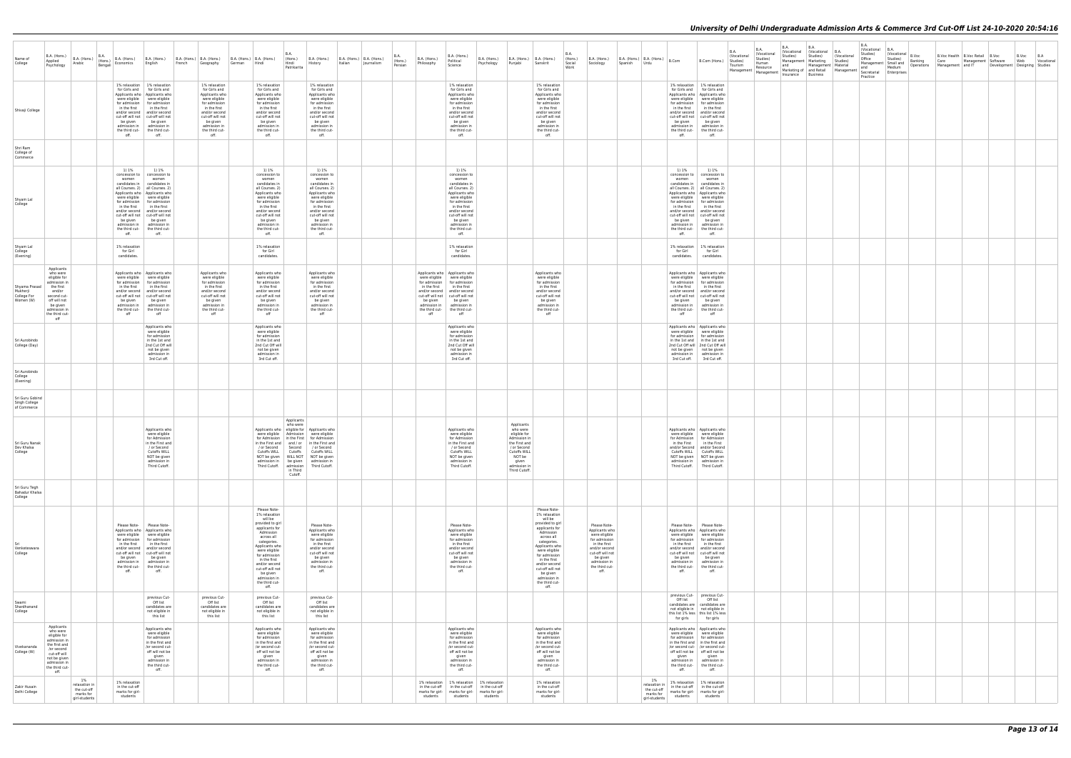| Name of College | B.A. (Hons.) Applied Psychology | B.A. (Hons.) Arabic | B.A. (Hons.) Bengali | B.A. (Hons.) Economics | B.A. (Hons.) English | B.A. (Hons.) French | B.A. (Hons.) Geography | B.A. (Hons.) German | B.A. (Hons.) Hindi | B.A. (Hons.) Hindi Patrikarita | B.A. (Hons.) History | B.A. (Hons.) Italian | B.A. (Hons.) Journalism | B.A. (Hons.) Persian | B.A. (Hons.) Philosophy | B.A. (Hons.) Political Science | B.A. (Hons.) Psychology | B.A. (Hons.) Punjabi | B.A. (Hons.) Sanskrit | B.A. (Hons.) Social Work | B.A. (Hons.) Sociology | B.A. (Hons.) Spanish | B.A. (Hons.) Urdu | B.Com | B.Com (Hons.) | B.A. (Vocational Studies) Tourism Management | B.A. (Vocational Studies) Human Resource Management | B.A. (Vocational Studies) Management and Marketing of Insurance | B.A. (Vocational Studies) Marketing Management and Retail Business | B.A. (Vocational Studies) Material Management | B.A. (Vocational Studies) Office Management and Secretarial Practice | B.A. (Vocational Studies) Small and Medium Enterprises | B.Voc Banking Operations | B.Voc Health Care Management | B.Voc Retail Management and IT | B.Voc Software Development | B.Voc Web Designing | B.A Vocational Studies |
|---|---|---|---|---|---|---|---|---|---|---|---|---|---|---|---|---|---|---|---|---|---|---|---|---|---|---|---|---|---|---|---|---|---|---|---|---|---|---|
| Shivaji College | | | | 1% relaxation for Girls and Applicants who were eligible for admission in the first and/or second cut-off will not be given admission in the third cut-off. | 1% relaxation for Girls and Applicants who were eligible for admission in the first and/or second cut-off will not be given admission in the third cut-off. | | 1% relaxation for Girls and Applicants who were eligible for admission in the first and/or second cut-off will not be given admission in the third cut-off. | | 1% relaxation for Girls and Applicants who were eligible for admission in the first and/or second cut-off will not be given admission in the third cut-off. | | 1% relaxation for Girls and Applicants who were eligible for admission in the first and/or second cut-off will not be given admission in the third cut-off. | | | | | 1% relaxation for Girls and Applicants who were eligible for admission in the first and/or second cut-off will not be given admission in the third cut-off. | | | 1% relaxation for Girls and Applicants who were eligible for admission in the first and/or second cut-off will not be given admission in the third cut-off. | | | | | 1% relaxation for Girls and Applicants who were eligible for admission in the first and/or second cut-off will not be given admission in the third cut-off. | 1% relaxation for Girls and Applicants who were eligible for admission in the first and/or second cut-off will not be given admission in the third cut-off. | | | | | | | | | | | | | |
| Shri Ram College of Commerce | | | | | | | | | | | | | | | | | | | | | | | | | | | | | | | | | | | | | | |
| Shyam Lal College | | | | 1) 1% concession to women candidates in all Courses. 2) Applicants who were eligible for admission in the first and/or second cut-off will not be given admission in the third cut-off. | 1) 1% concession to women candidates in all Courses. 2) Applicants who were eligible for admission in the first and/or second cut-off will not be given admission in the third cut-off. | | | | 1) 1% concession to women candidates in all Courses. 2) Applicants who were eligible for admission in the first and/or second cut-off will not be given admission in the third cut-off. | | 1) 1% concession to women candidates in all Courses. 2) Applicants who were eligible for admission in the first and/or second cut-off will not be given admission in the third cut-off. | | | | | 1) 1% concession to women candidates in all Courses. 2) Applicants who were eligible for admission in the first and/or second cut-off will not be given admission in the third cut-off. | | | | | | | | 1) 1% concession to women candidates in all Courses. 2) Applicants who were eligible for admission in the first and/or second cut-off will not be given admission in the third cut-off. | 1) 1% concession to women candidates in all Courses. 2) Applicants who were eligible for admission in the first and/or second cut-off will not be given admission in the third cut-off. | | | | | | | | | | | | | |
| Shyam Lal College (Evening) | | | | 1% relaxation for Girl candidates. | | | | | 1% relaxation for Girl candidates. | | | | | | | 1% relaxation for Girl candidates. | | | | | | | | 1% relaxation for Girl candidates. | 1% relaxation for Girl candidates. | | | | | | | | | | | | | |
| Shyama Prasad Mukherji College For Women (W) | Applicants who were eligible for admission in the first and/or second cut-off will not be given admission in the third cut-off | | | Applicants who were eligible for admission in the first and/or second cut-off will not be given admission in the third cut-off | Applicants who were eligible for admission in the first and/or second cut-off will not be given admission in the third cut-off | | Applicants who were eligible for admission in the first and/or second cut-off will not be given admission in the third cut-off | | Applicants who were eligible for admission in the first and/or second cut-off will not be given admission in the third cut-off | | Applicants who were eligible for admission in the first and/or second cut-off will not be given admission in the third cut-off | | | | Applicants who were eligible for admission in the first and/or second cut-off will not be given admission in the third cut-off | Applicants who were eligible for admission in the first and/or second cut-off will not be given admission in the third cut-off | | | Applicants who were eligible for admission in the first and/or second cut-off will not be given admission in the third cut-off | | | | | Applicants who were eligible for admission in the first and/or second cut-off will not be given admission in the third cut-off | Applicants who were eligible for admission in the first and/or second cut-off will not be given admission in the third cut-off | | | | | | | | | | | | | |
| Sri Aurobindo College (Day) | | | | | Applicants who were eligible for admission in the 1st and and 2nd Cut Off will not be given admission in 3rd Cut off. | | | | Applicants who were eligible for admission in the 1st and and 2nd Cut Off will not be given admission in 3rd Cut off. | | | | | | | Applicants who were eligible for admission in the 1st and and 2nd Cut Off will not be given admission in 3rd Cut off. | | | | | | | | Applicants who were eligible for admission in the 1st and and 2nd Cut Off will not be given admission in 3rd Cut off. | Applicants who were eligible for admission in the 1st and and 2nd Cut Off will not be given admission in 3rd Cut off. | | | | | | | | | | | | | |
| Sri Aurobindo College (Evening) | | | | | | | | | | | | | | | | | | | | | | | | | | | | | | | | | | | | | | |
| Sri Guru Gobind Singh College of Commerce | | | | | | | | | | | | | | | | | | | | | | | | | | | | | | | | | | | | | | |
| Sri Guru Nanak Dev Khalsa College | | | | | Applicants who were eligible for Admission in the First and / or Second Cutoffs WILL NOT be given admission in Third Cutoff. | | | | Applicants who were eligible for Admission in the First and / or Second Cutoffs WILL NOT be given admission in Third Cutoff. | Applicants who were eligible for Admission in the First and / or Second Cutoffs WILL NOT be given admission in Third Cutoff. | Applicants who were eligible for Admission in the First and / or Second Cutoffs WILL NOT be given admission in Third Cutoff. | | | | | Applicants who were eligible for Admission in the First and / or Second Cutoffs WILL NOT be given admission in Third Cutoff. | | Applicants who were eligible for Admission in the First and / or Second Cutoffs WILL NOT be given admission in Third Cutoff. | | | | | | Applicants who were eligible for Admission in the First and / or Second Cutoffs WILL NOT be given admission in Third Cutoff. | Applicants who were eligible for Admission in the First and / or Second Cutoffs WILL NOT be given admission in Third Cutoff. | | | | | | | | | | | | | |
| Sri Guru Tegh Bahadur Khalsa College | | | | | | | | | | | | | | | | | | | | | | | | | | | | | | | | | | | | | | |
| Sri Venketeswara College | | | | Please Note- Applicants who were eligible for admission in the first and/or second cut-off will not be given admission in the third cut-off. | Please Note- Applicants who were eligible for admission in the first and/or second cut-off will not be given admission in the third cut-off. | | | | Please Note- 1% relaxation will be provided to girl applicants for Admission across all categories. Applicants who were eligible for admission in the first and/or second cut-off will not be given admission in the third cut-off. | | Please Note- Applicants who were eligible for admission in the first and/or second cut-off will not be given admission in the third cut-off. | | | | | Please Note- Applicants who were eligible for admission in the first and/or second cut-off will not be given admission in the third cut-off. | | | Please Note- 1% relaxation will be provided to girl applicants for Admission across all categories. Applicants who were eligible for admission in the first and/or second cut-off will not be given admission in the third cut-off. | | Please Note- Applicants who were eligible for admission in the first and/or second cut-off will not be given admission in the third cut-off. | | | Please Note- Applicants who were eligible for admission in the first and/or second cut-off will not be given admission in the third cut-off. | Please Note- Applicants who were eligible for admission in the first and/or second cut-off will not be given admission in the third cut-off. | | | | | | | | | | | | | |
| Swami Shardhanand College | | | | | previous Cut-Off list candidates are not eligible in this list | | previous Cut-Off list candidates are not eligible in this list | | previous Cut-Off list candidates are not eligible in this list | | previous Cut-Off list candidates are not eligible in this list | | | | | | | | | | | | | previous Cut-Off list candidates are not eligible in this list 1% less for girls | previous Cut-Off list candidates are not eligible in this list 1% less for girls | | | | | | | | | | | | | |
| Vivekananda College (W) | Applicants who were eligible for admission in the first and /or second cut-off will not be given admission in the third cut-off. | | | | Applicants who were eligible for admission in the first and /or second cut-off will not be given admission in the third cut-off. | | | | Applicants who were eligible for admission in the first and /or second cut-off will not be given admission in the third cut-off. | | Applicants who were eligible for admission in the first and /or second cut-off will not be given admission in the third cut-off. | | | | | Applicants who were eligible for admission in the first and /or second cut-off will not be given admission in the third cut-off. | | | Applicants who were eligible for admission in the first and /or second cut-off will not be given admission in the third cut-off. | | | | | Applicants who were eligible for admission in the first and /or second cut-off will not be given admission in the third cut-off. | Applicants who were eligible for admission in the first and /or second cut-off will not be given admission in the third cut-off. | | | | | | | | | | | | | |
| Zakir Husain Delhi College | | 1% relaxation in the cut-off marks for girl-students | | 1% relaxation in the cut-off marks for girl-students | | | | | | | | | | | 1% relaxation in the cut-off marks for girl-students | 1% relaxation in the cut-off marks for girl-students | 1% relaxation in the cut-off marks for girl-students | | 1% relaxation in the cut-off marks for girl-students | | | | 1% relaxation in the cut-off marks for girl-students | 1% relaxation in the cut-off marks for girl-students | 1% relaxation in the cut-off marks for girl-students | | | | | | | | | | | | | |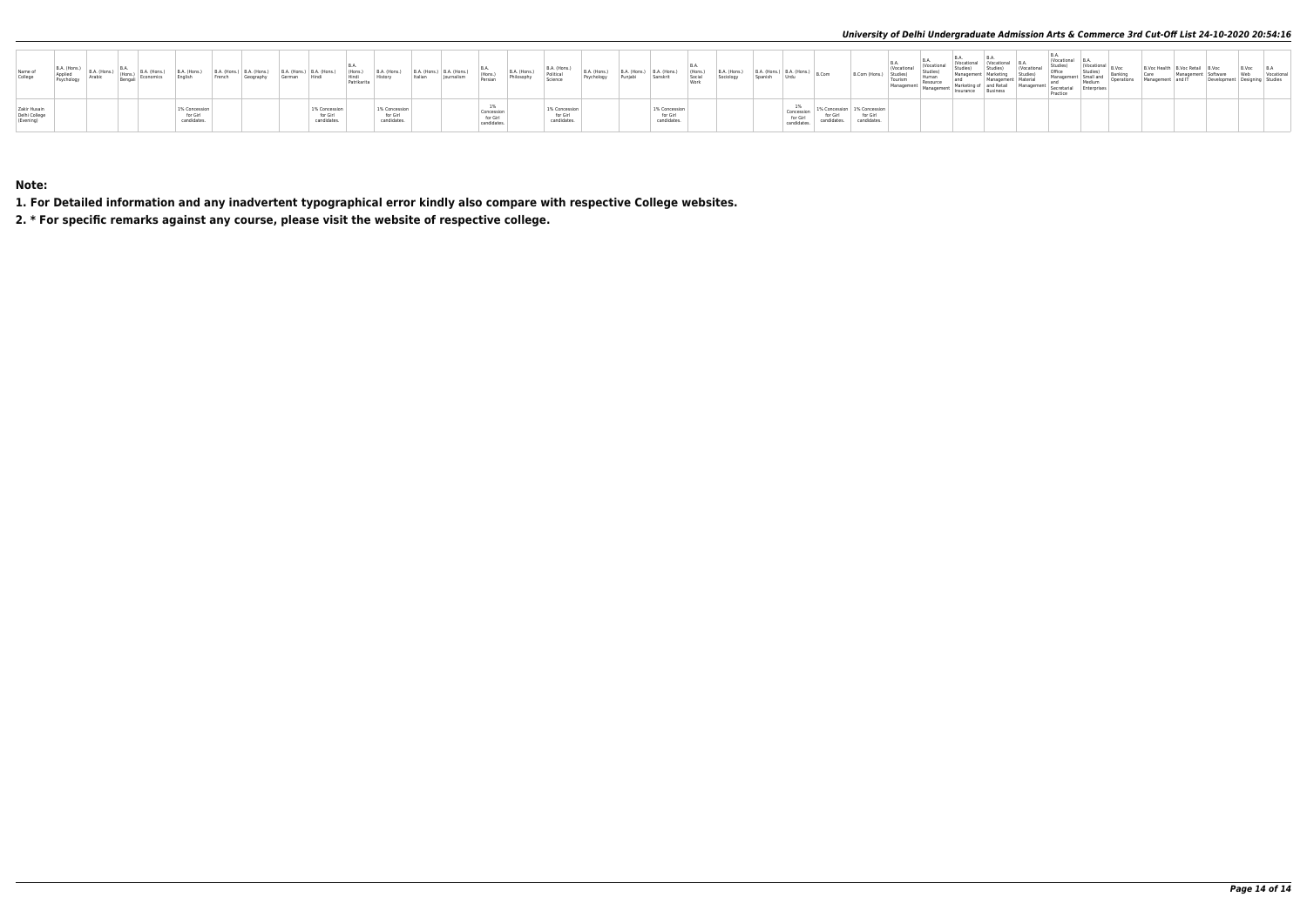| Name of College | B.A. (Hons.) Applied Psychology | B.A. (Hons.) Arabic | B.A. (Hons.) Bengali | B.A. (Hons.) Economics | B.A. (Hons.) English | B.A. (Hons.) French | B.A. (Hons.) Geography | B.A. (Hons.) German | B.A. (Hons.) Hindi | B.A. (Hons.) Hindi Patrikarita | B.A. (Hons.) History | B.A. (Hons.) Italian | B.A. (Hons.) Journalism | B.A. (Hons.) Persian | B.A. (Hons.) Philosophy | B.A. (Hons.) Political Science | B.A. (Hons.) Psychology | B.A. (Hons.) Punjabi | B.A. (Hons.) Sanskrit | B.A. (Hons.) Social Work | B.A. (Hons.) Sociology | B.A. (Hons.) Spanish | B.A. (Hons.) Urdu | B.Com | B.Com (Hons.) | B.A. (Vocational Studies) Tourism Management | B.A. (Vocational Studies) Human Resource Management | B.A. (Vocational Studies) Management and Marketing of Insurance | B.A. (Vocational Studies) Marketing Management and Retail Business | B.A. (Vocational Studies) Material Management | B.A. (Vocational Studies) Office Management and Secretarial Practice | B.A. (Vocational Studies) Small and Medium Enterprises | B.Voc Banking Operations | B.Voc Health Care Management | B.Voc Retail Management and IT | B.Voc Software Development | B.Voc Web Designing | B.A Vocational Studies |
|---|---|---|---|---|---|---|---|---|---|---|---|---|---|---|---|---|---|---|---|---|---|---|---|---|---|---|---|---|---|---|---|---|---|---|---|---|---|---|
| Zakir Husain Delhi College (Evening) | | | | | 1% Concession for Girl candidates. | | | | 1% Concession for Girl candidates. | | 1% Concession for Girl candidates. | | | 1% Concession for Girl candidates. | | 1% Concession for Girl candidates. | | | 1% Concession for Girl candidates. | | | | 1% Concession for Girl candidates. | 1% Concession for Girl candidates. | 1% Concession for Girl candidates. | | | | | | | | | | | | | |

**Note:**

**1. For Detailed information and any inadvertent typographical error kindly also compare with respective College websites.**

**2. * For specific remarks against any course, please visit the website of respective college.**